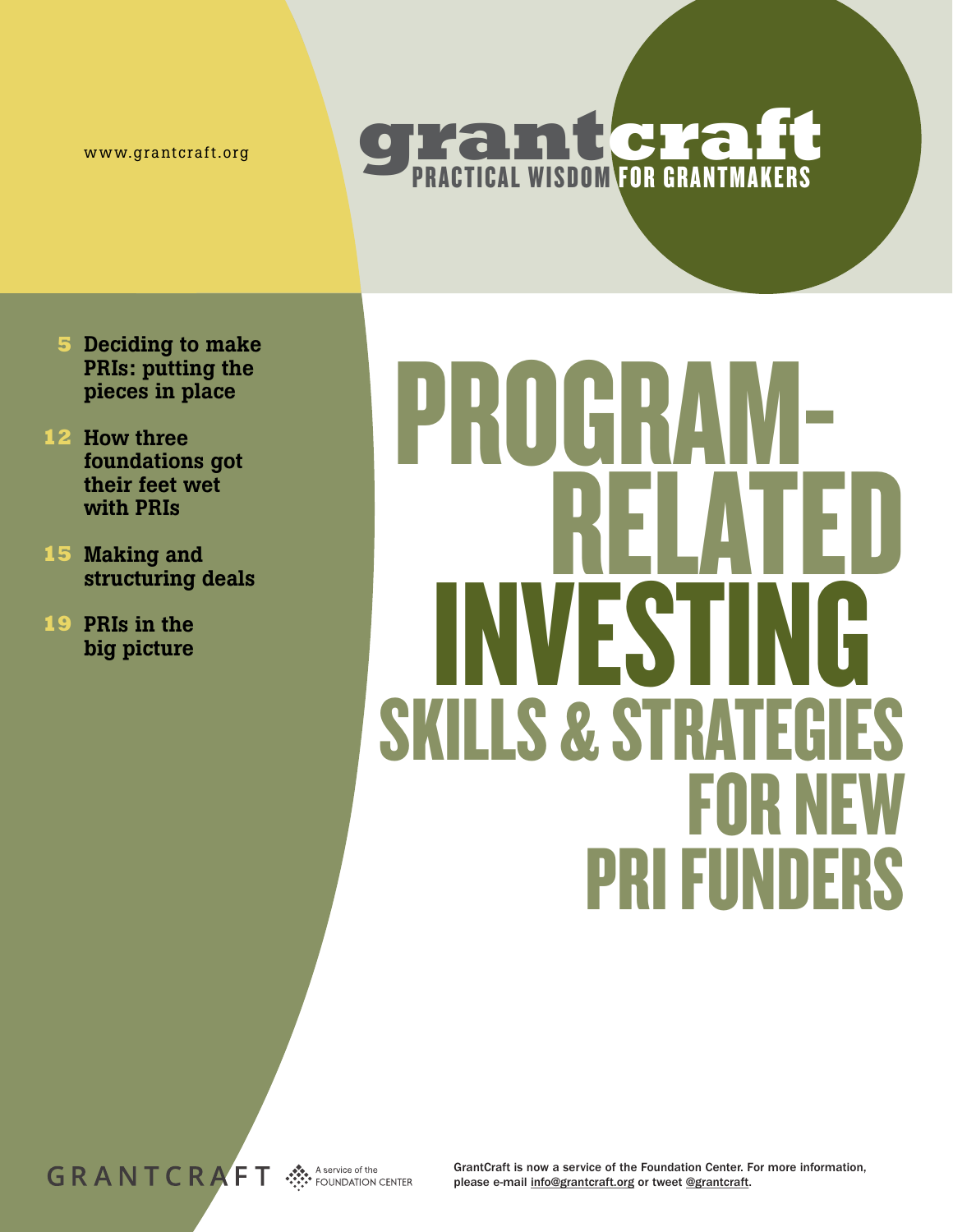www.grantcraft.org

grantcraft

PRACTICAL WISDOM FOR GRANTMAKERS

# PROGRAM-RELATED INVESTING

## SKILLS & STRATEGIES FOR NEW PRI FUNDERS

5 Deciding to make PRIs: putting the pieces in place

12 How three foundations got their feet wet with PRIs

15 Making and structuring deals

19 PRIs in the big picture

GRANTCRAFT A service of the FOUNDATION CENTER

GrantCraft is now a service of the Foundation Center. For more information, please e-mail info@grantcraft.org or tweet @grantcraft.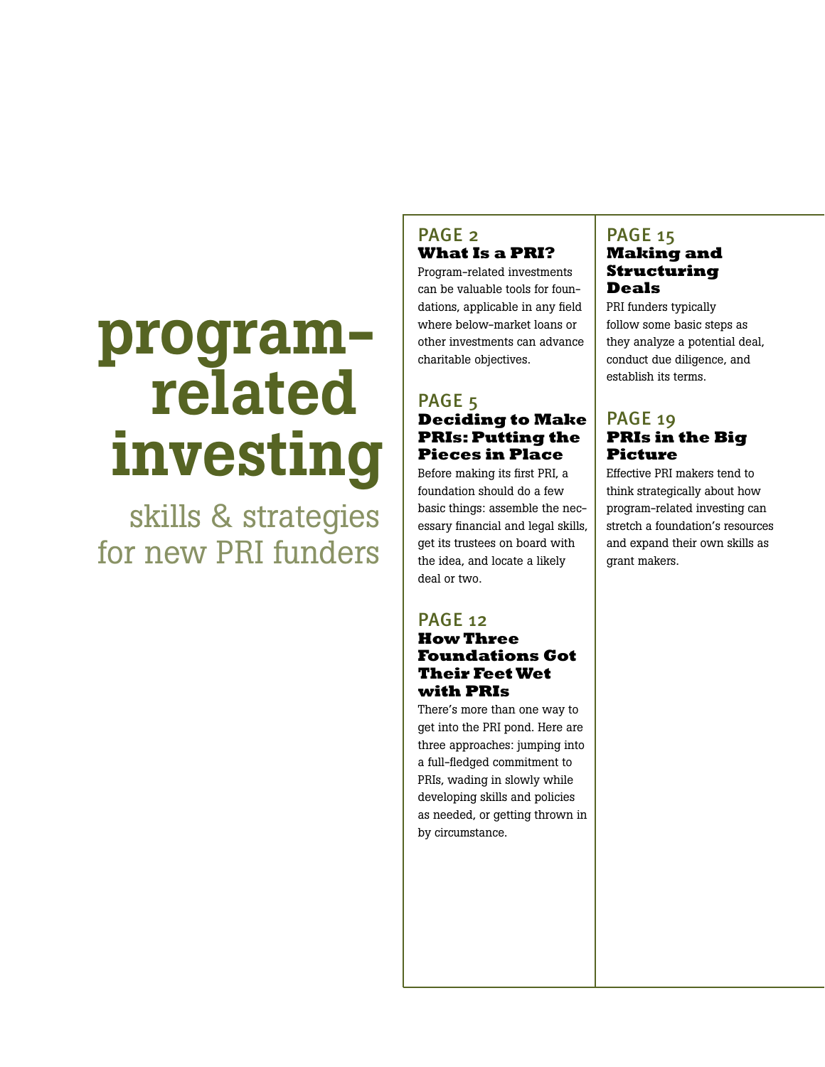# program-related investing

## skills & strategies for new PRI funders

PAGE 2

**What Is a PRI?**

Program-related investments can be valuable tools for foundations, applicable in any field where below-market loans or other investments can advance charitable objectives.

PAGE 5

**Deciding to Make PRIs: Putting the Pieces in Place**

Before making its first PRI, a foundation should do a few basic things: assemble the necessary financial and legal skills, get its trustees on board with the idea, and locate a likely deal or two.

PAGE 12

**How Three Foundations Got Their Feet Wet with PRIs**

There's more than one way to get into the PRI pond. Here are three approaches: jumping into a full-fledged commitment to PRIs, wading in slowly while developing skills and policies as needed, or getting thrown in by circumstance.

PAGE 15

**Making and Structuring Deals**

PRI funders typically follow some basic steps as they analyze a potential deal, conduct due diligence, and establish its terms.

PAGE 19

**PRIs in the Big Picture**

Effective PRI makers tend to think strategically about how program-related investing can stretch a foundation's resources and expand their own skills as grant makers.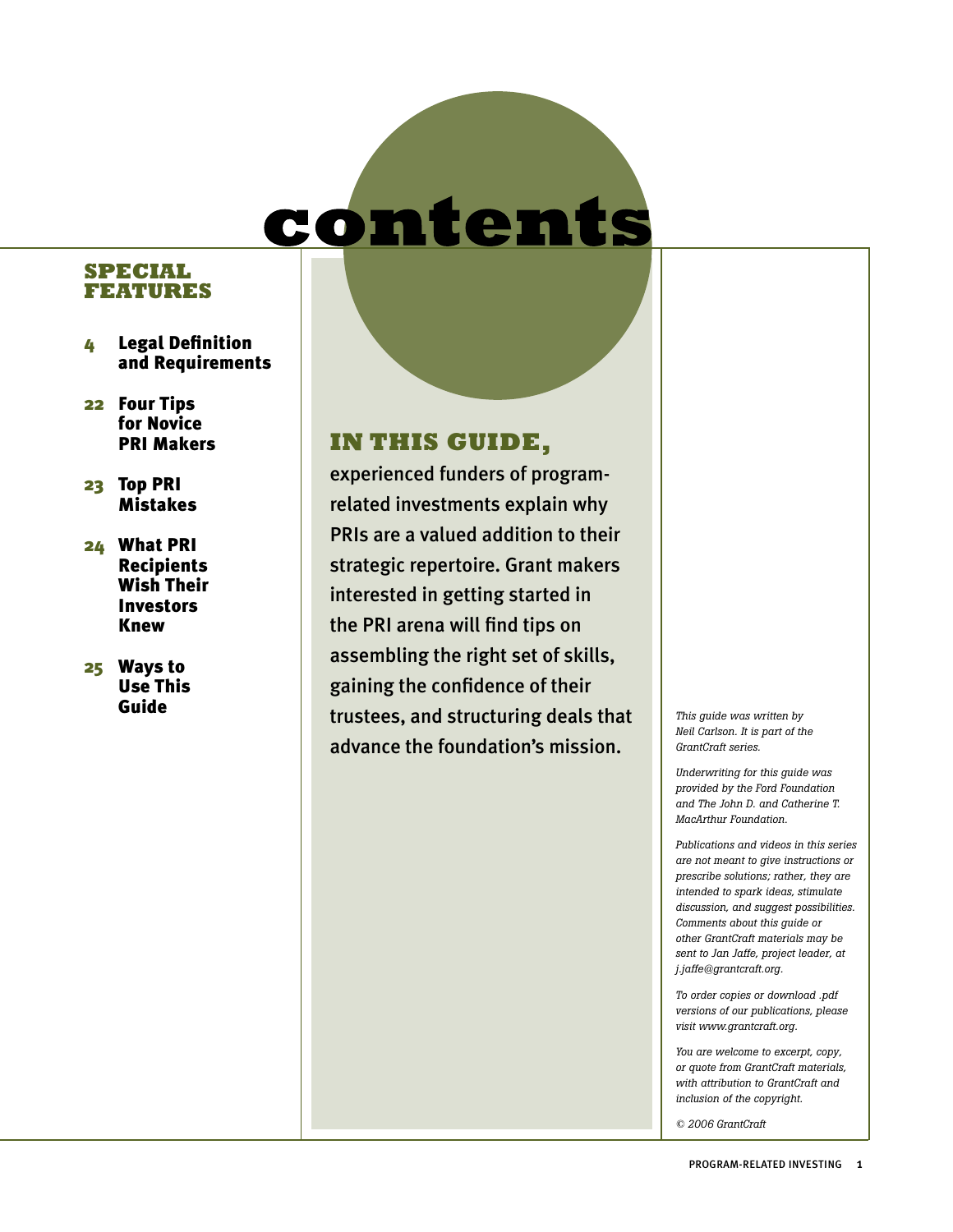# contents

## SPECIAL FEATURES

- **4** Legal Definition and Requirements
- **22** Four Tips for Novice PRI Makers
- **23** Top PRI Mistakes
- **24** What PRI Recipients Wish Their Investors Knew
- **25** Ways to Use This Guide

## IN THIS GUIDE,

experienced funders of program-related investments explain why PRIs are a valued addition to their strategic repertoire. Grant makers interested in getting started in the PRI arena will find tips on assembling the right set of skills, gaining the confidence of their trustees, and structuring deals that advance the foundation's mission.

*This guide was written by Neil Carlson. It is part of the GrantCraft series.*

*Underwriting for this guide was provided by the Ford Foundation and The John D. and Catherine T. MacArthur Foundation.*

*Publications and videos in this series are not meant to give instructions or prescribe solutions; rather, they are intended to spark ideas, stimulate discussion, and suggest possibilities. Comments about this guide or other GrantCraft materials may be sent to Jan Jaffe, project leader, at j.jaffe@grantcraft.org.*

*To order copies or download .pdf versions of our publications, please visit www.grantcraft.org.*

*You are welcome to excerpt, copy, or quote from GrantCraft materials, with attribution to GrantCraft and inclusion of the copyright.*

*© 2006 GrantCraft*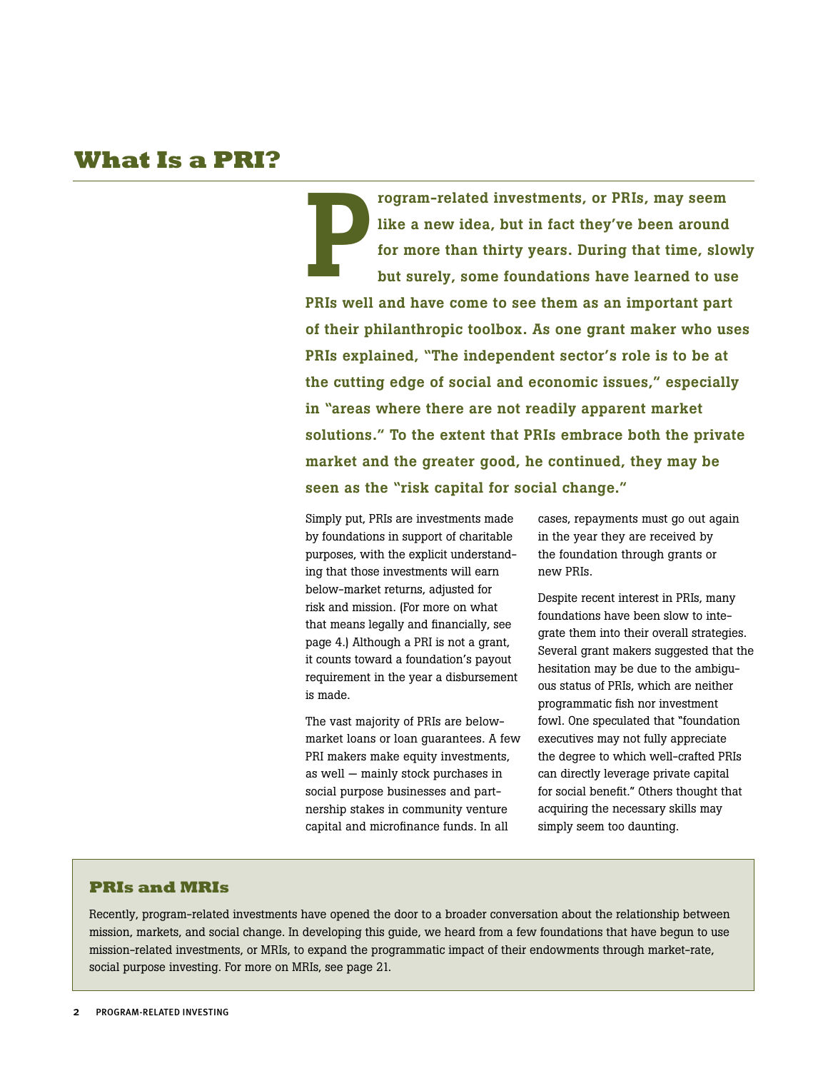# What Is a PRI?

**Program-related investments, or PRIs, may seem like a new idea, but in fact they've been around for more than thirty years. During that time, slowly but surely, some foundations have learned to use PRIs well and have come to see them as an important part of their philanthropic toolbox. As one grant maker who uses PRIs explained, "The independent sector's role is to be at the cutting edge of social and economic issues," especially in "areas where there are not readily apparent market solutions." To the extent that PRIs embrace both the private market and the greater good, he continued, they may be seen as the "risk capital for social change."**

Simply put, PRIs are investments made by foundations in support of charitable purposes, with the explicit understanding that those investments will earn below-market returns, adjusted for risk and mission. (For more on what that means legally and financially, see page 4.) Although a PRI is not a grant, it counts toward a foundation's payout requirement in the year a disbursement is made.

The vast majority of PRIs are below-market loans or loan guarantees. A few PRI makers make equity investments, as well — mainly stock purchases in social purpose businesses and partnership stakes in community venture capital and microfinance funds. In all cases, repayments must go out again in the year they are received by the foundation through grants or new PRIs.

Despite recent interest in PRIs, many foundations have been slow to integrate them into their overall strategies. Several grant makers suggested that the hesitation may be due to the ambiguous status of PRIs, which are neither programmatic fish nor investment fowl. One speculated that "foundation executives may not fully appreciate the degree to which well-crafted PRIs can directly leverage private capital for social benefit." Others thought that acquiring the necessary skills may simply seem too daunting.

## PRIs and MRIs

Recently, program-related investments have opened the door to a broader conversation about the relationship between mission, markets, and social change. In developing this guide, we heard from a few foundations that have begun to use mission-related investments, or MRIs, to expand the programmatic impact of their endowments through market-rate, social purpose investing. For more on MRIs, see page 21.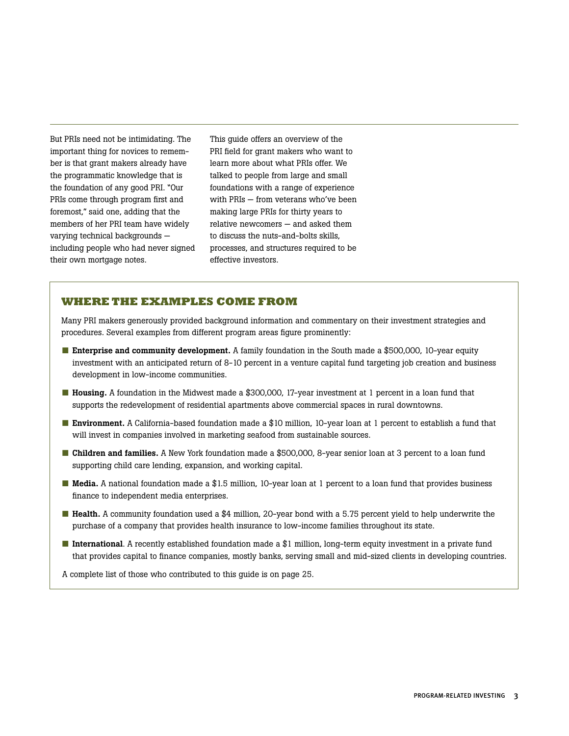But PRIs need not be intimidating. The important thing for novices to remember is that grant makers already have the programmatic knowledge that is the foundation of any good PRI. "Our PRIs come through program first and foremost," said one, adding that the members of her PRI team have widely varying technical backgrounds — including people who had never signed their own mortgage notes.

This guide offers an overview of the PRI field for grant makers who want to learn more about what PRIs offer. We talked to people from large and small foundations with a range of experience with PRIs — from veterans who've been making large PRIs for thirty years to relative newcomers — and asked them to discuss the nuts-and-bolts skills, processes, and structures required to be effective investors.

## WHERE THE EXAMPLES COME FROM

Many PRI makers generously provided background information and commentary on their investment strategies and procedures. Several examples from different program areas figure prominently:

- **Enterprise and community development.** A family foundation in the South made a $500,000, 10-year equity investment with an anticipated return of 8–10 percent in a venture capital fund targeting job creation and business development in low-income communities.
- **Housing.** A foundation in the Midwest made a $300,000, 17-year investment at 1 percent in a loan fund that supports the redevelopment of residential apartments above commercial spaces in rural downtowns.
- **Environment.** A California-based foundation made a $10 million, 10-year loan at 1 percent to establish a fund that will invest in companies involved in marketing seafood from sustainable sources.
- **Children and families.** A New York foundation made a $500,000, 8-year senior loan at 3 percent to a loan fund supporting child care lending, expansion, and working capital.
- **Media.** A national foundation made a $1.5 million, 10-year loan at 1 percent to a loan fund that provides business finance to independent media enterprises.
- **Health.** A community foundation used a $4 million, 20-year bond with a 5.75 percent yield to help underwrite the purchase of a company that provides health insurance to low-income families throughout its state.
- **International**. A recently established foundation made a $1 million, long-term equity investment in a private fund that provides capital to finance companies, mostly banks, serving small and mid-sized clients in developing countries.

A complete list of those who contributed to this guide is on page 25.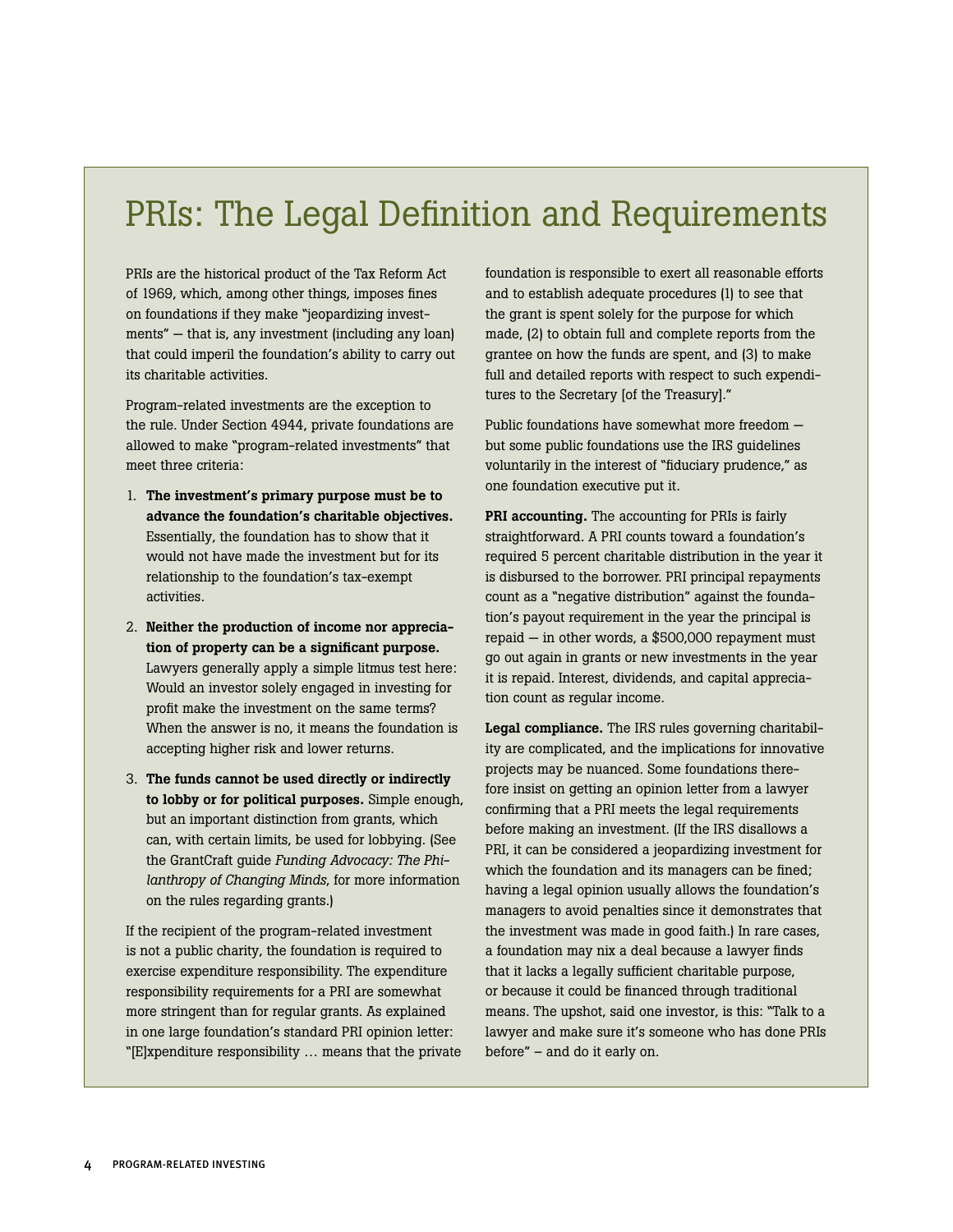# PRIs: The Legal Definition and Requirements

PRIs are the historical product of the Tax Reform Act of 1969, which, among other things, imposes fines on foundations if they make "jeopardizing investments" — that is, any investment (including any loan) that could imperil the foundation's ability to carry out its charitable activities.

Program-related investments are the exception to the rule. Under Section 4944, private foundations are allowed to make "program-related investments" that meet three criteria:

1. **The investment's primary purpose must be to advance the foundation's charitable objectives.** Essentially, the foundation has to show that it would not have made the investment but for its relationship to the foundation's tax-exempt activities.
2. **Neither the production of income nor appreciation of property can be a significant purpose.** Lawyers generally apply a simple litmus test here: Would an investor solely engaged in investing for profit make the investment on the same terms? When the answer is no, it means the foundation is accepting higher risk and lower returns.
3. **The funds cannot be used directly or indirectly to lobby or for political purposes.** Simple enough, but an important distinction from grants, which can, with certain limits, be used for lobbying. (See the GrantCraft guide *Funding Advocacy: The Philanthropy of Changing Minds*, for more information on the rules regarding grants.)

If the recipient of the program-related investment is not a public charity, the foundation is required to exercise expenditure responsibility. The expenditure responsibility requirements for a PRI are somewhat more stringent than for regular grants. As explained in one large foundation's standard PRI opinion letter: "[E]xpenditure responsibility … means that the private foundation is responsible to exert all reasonable efforts and to establish adequate procedures (1) to see that the grant is spent solely for the purpose for which made, (2) to obtain full and complete reports from the grantee on how the funds are spent, and (3) to make full and detailed reports with respect to such expenditures to the Secretary [of the Treasury]."

Public foundations have somewhat more freedom — but some public foundations use the IRS guidelines voluntarily in the interest of "fiduciary prudence," as one foundation executive put it.

**PRI accounting.** The accounting for PRIs is fairly straightforward. A PRI counts toward a foundation's required 5 percent charitable distribution in the year it is disbursed to the borrower. PRI principal repayments count as a "negative distribution" against the foundation's payout requirement in the year the principal is repaid — in other words, a $500,000 repayment must go out again in grants or new investments in the year it is repaid. Interest, dividends, and capital appreciation count as regular income.

**Legal compliance.** The IRS rules governing charitability are complicated, and the implications for innovative projects may be nuanced. Some foundations therefore insist on getting an opinion letter from a lawyer confirming that a PRI meets the legal requirements before making an investment. (If the IRS disallows a PRI, it can be considered a jeopardizing investment for which the foundation and its managers can be fined; having a legal opinion usually allows the foundation's managers to avoid penalties since it demonstrates that the investment was made in good faith.) In rare cases, a foundation may nix a deal because a lawyer finds that it lacks a legally sufficient charitable purpose, or because it could be financed through traditional means. The upshot, said one investor, is this: "Talk to a lawyer and make sure it's someone who has done PRIs before" – and do it early on.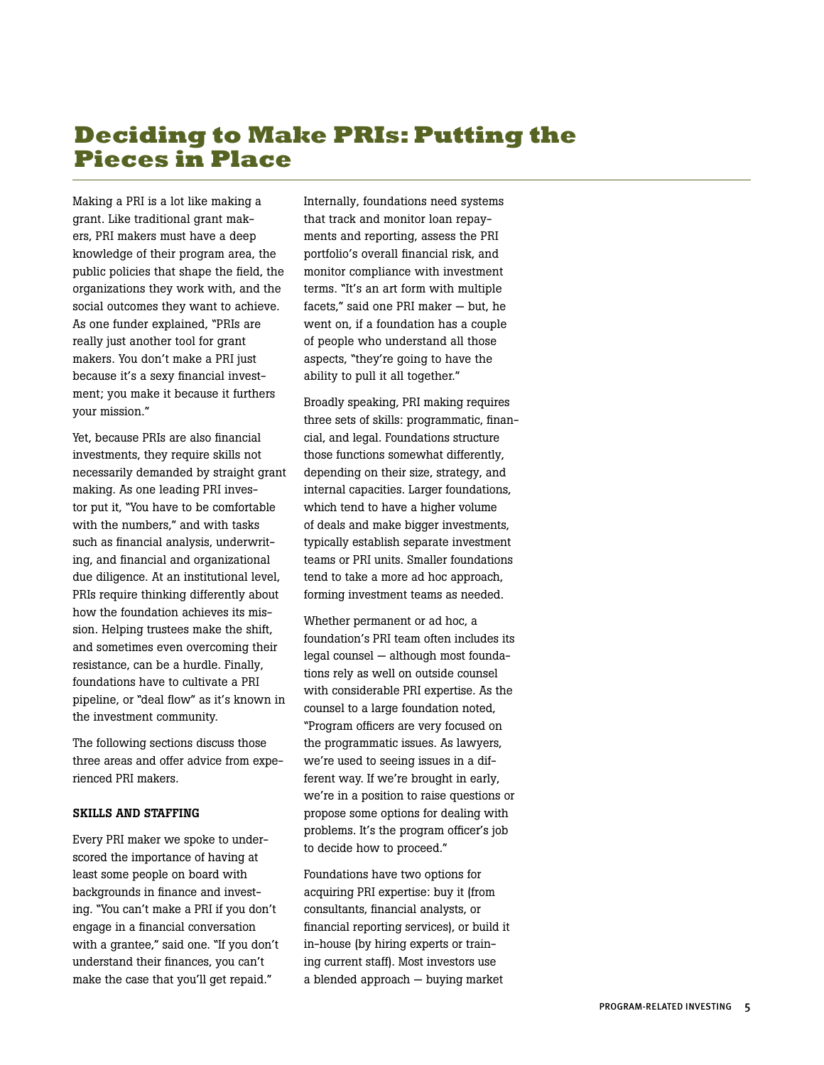# Deciding to Make PRIs: Putting the Pieces in Place

Making a PRI is a lot like making a grant. Like traditional grant makers, PRI makers must have a deep knowledge of their program area, the public policies that shape the field, the organizations they work with, and the social outcomes they want to achieve. As one funder explained, "PRIs are really just another tool for grant makers. You don't make a PRI just because it's a sexy financial investment; you make it because it furthers your mission."

Yet, because PRIs are also financial investments, they require skills not necessarily demanded by straight grant making. As one leading PRI investor put it, "You have to be comfortable with the numbers," and with tasks such as financial analysis, underwriting, and financial and organizational due diligence. At an institutional level, PRIs require thinking differently about how the foundation achieves its mission. Helping trustees make the shift, and sometimes even overcoming their resistance, can be a hurdle. Finally, foundations have to cultivate a PRI pipeline, or "deal flow" as it's known in the investment community.

The following sections discuss those three areas and offer advice from experienced PRI makers.

### SKILLS AND STAFFING

Every PRI maker we spoke to underscored the importance of having at least some people on board with backgrounds in finance and investing. "You can't make a PRI if you don't engage in a financial conversation with a grantee," said one. "If you don't understand their finances, you can't make the case that you'll get repaid."

Internally, foundations need systems that track and monitor loan repayments and reporting, assess the PRI portfolio's overall financial risk, and monitor compliance with investment terms. "It's an art form with multiple facets," said one PRI maker — but, he went on, if a foundation has a couple of people who understand all those aspects, "they're going to have the ability to pull it all together."

Broadly speaking, PRI making requires three sets of skills: programmatic, financial, and legal. Foundations structure those functions somewhat differently, depending on their size, strategy, and internal capacities. Larger foundations, which tend to have a higher volume of deals and make bigger investments, typically establish separate investment teams or PRI units. Smaller foundations tend to take a more ad hoc approach, forming investment teams as needed.

Whether permanent or ad hoc, a foundation's PRI team often includes its legal counsel — although most foundations rely as well on outside counsel with considerable PRI expertise. As the counsel to a large foundation noted, "Program officers are very focused on the programmatic issues. As lawyers, we're used to seeing issues in a different way. If we're brought in early, we're in a position to raise questions or propose some options for dealing with problems. It's the program officer's job to decide how to proceed."

Foundations have two options for acquiring PRI expertise: buy it (from consultants, financial analysts, or financial reporting services), or build it in-house (by hiring experts or training current staff). Most investors use a blended approach — buying market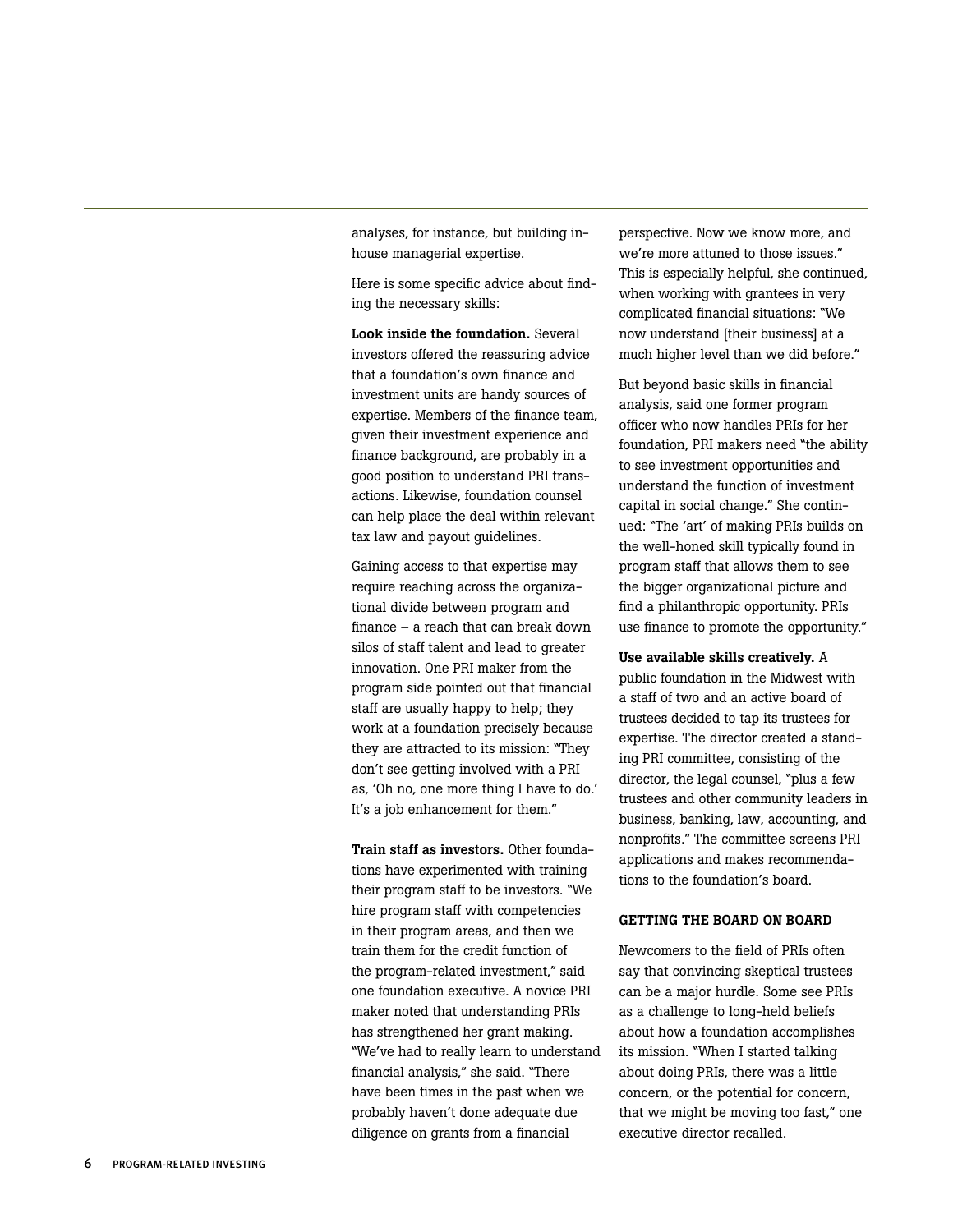analyses, for instance, but building in-house managerial expertise.

Here is some specific advice about finding the necessary skills:

**Look inside the foundation.** Several investors offered the reassuring advice that a foundation's own finance and investment units are handy sources of expertise. Members of the finance team, given their investment experience and finance background, are probably in a good position to understand PRI transactions. Likewise, foundation counsel can help place the deal within relevant tax law and payout guidelines.

Gaining access to that expertise may require reaching across the organizational divide between program and finance – a reach that can break down silos of staff talent and lead to greater innovation. One PRI maker from the program side pointed out that financial staff are usually happy to help; they work at a foundation precisely because they are attracted to its mission: "They don't see getting involved with a PRI as, 'Oh no, one more thing I have to do.' It's a job enhancement for them."

**Train staff as investors.** Other foundations have experimented with training their program staff to be investors. "We hire program staff with competencies in their program areas, and then we train them for the credit function of the program-related investment," said one foundation executive. A novice PRI maker noted that understanding PRIs has strengthened her grant making. "We've had to really learn to understand financial analysis," she said. "There have been times in the past when we probably haven't done adequate due diligence on grants from a financial perspective. Now we know more, and we're more attuned to those issues." This is especially helpful, she continued, when working with grantees in very complicated financial situations: "We now understand [their business] at a much higher level than we did before."

But beyond basic skills in financial analysis, said one former program officer who now handles PRIs for her foundation, PRI makers need "the ability to see investment opportunities and understand the function of investment capital in social change." She continued: "The 'art' of making PRIs builds on the well-honed skill typically found in program staff that allows them to see the bigger organizational picture and find a philanthropic opportunity. PRIs use finance to promote the opportunity."

**Use available skills creatively.** A public foundation in the Midwest with a staff of two and an active board of trustees decided to tap its trustees for expertise. The director created a standing PRI committee, consisting of the director, the legal counsel, "plus a few trustees and other community leaders in business, banking, law, accounting, and nonprofits." The committee screens PRI applications and makes recommendations to the foundation's board.

## GETTING THE BOARD ON BOARD

Newcomers to the field of PRIs often say that convincing skeptical trustees can be a major hurdle. Some see PRIs as a challenge to long-held beliefs about how a foundation accomplishes its mission. "When I started talking about doing PRIs, there was a little concern, or the potential for concern, that we might be moving too fast," one executive director recalled.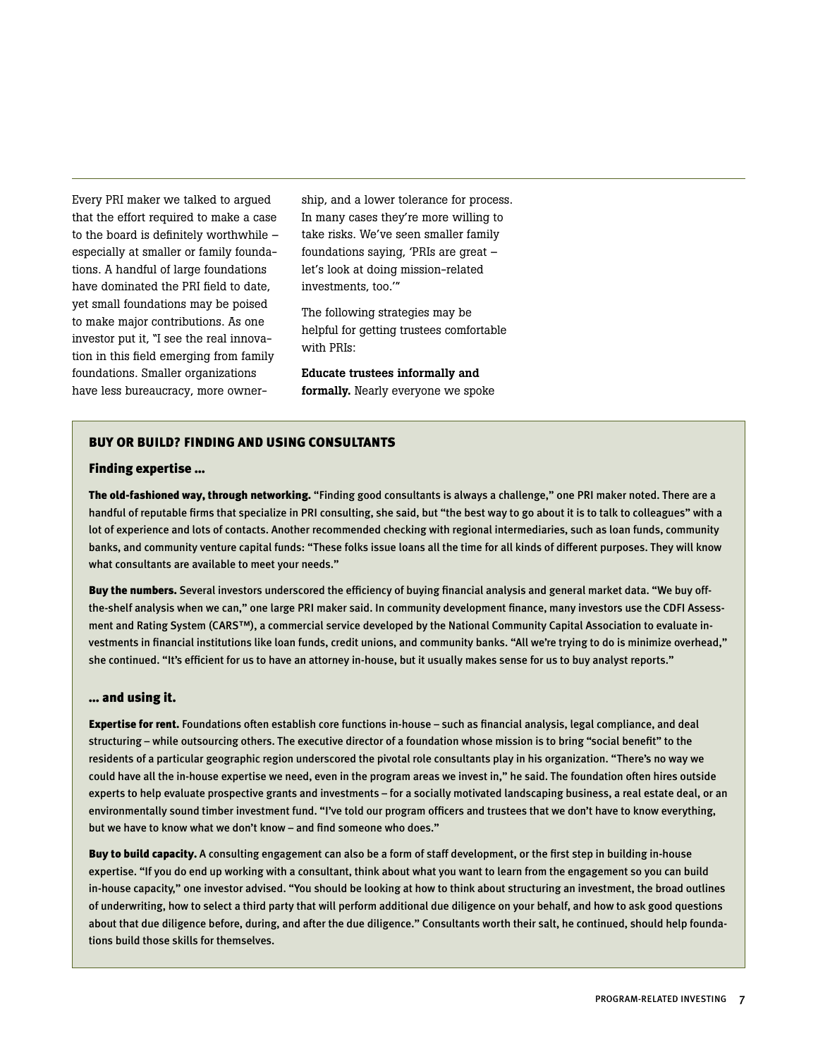Every PRI maker we talked to argued that the effort required to make a case to the board is definitely worthwhile – especially at smaller or family foundations. A handful of large foundations have dominated the PRI field to date, yet small foundations may be poised to make major contributions. As one investor put it, "I see the real innovation in this field emerging from family foundations. Smaller organizations have less bureaucracy, more ownership, and a lower tolerance for process. In many cases they're more willing to take risks. We've seen smaller family foundations saying, 'PRIs are great – let's look at doing mission-related investments, too.'"

The following strategies may be helpful for getting trustees comfortable with PRIs:

**Educate trustees informally and formally.** Nearly everyone we spoke

## BUY OR BUILD? FINDING AND USING CONSULTANTS

### Finding expertise ...

**The old-fashioned way, through networking.** "Finding good consultants is always a challenge," one PRI maker noted. There are a handful of reputable firms that specialize in PRI consulting, she said, but "the best way to go about it is to talk to colleagues" with a lot of experience and lots of contacts. Another recommended checking with regional intermediaries, such as loan funds, community banks, and community venture capital funds: "These folks issue loans all the time for all kinds of different purposes. They will know what consultants are available to meet your needs."

**Buy the numbers.** Several investors underscored the efficiency of buying financial analysis and general market data. "We buy off-the-shelf analysis when we can," one large PRI maker said. In community development finance, many investors use the CDFI Assessment and Rating System (CARS™), a commercial service developed by the National Community Capital Association to evaluate investments in financial institutions like loan funds, credit unions, and community banks. "All we're trying to do is minimize overhead," she continued. "It's efficient for us to have an attorney in-house, but it usually makes sense for us to buy analyst reports."

### ... and using it.

**Expertise for rent.** Foundations often establish core functions in-house – such as financial analysis, legal compliance, and deal structuring – while outsourcing others. The executive director of a foundation whose mission is to bring "social benefit" to the residents of a particular geographic region underscored the pivotal role consultants play in his organization. "There's no way we could have all the in-house expertise we need, even in the program areas we invest in," he said. The foundation often hires outside experts to help evaluate prospective grants and investments – for a socially motivated landscaping business, a real estate deal, or an environmentally sound timber investment fund. "I've told our program officers and trustees that we don't have to know everything, but we have to know what we don't know – and find someone who does."

**Buy to build capacity.** A consulting engagement can also be a form of staff development, or the first step in building in-house expertise. "If you do end up working with a consultant, think about what you want to learn from the engagement so you can build in-house capacity," one investor advised. "You should be looking at how to think about structuring an investment, the broad outlines of underwriting, how to select a third party that will perform additional due diligence on your behalf, and how to ask good questions about that due diligence before, during, and after the due diligence." Consultants worth their salt, he continued, should help foundations build those skills for themselves.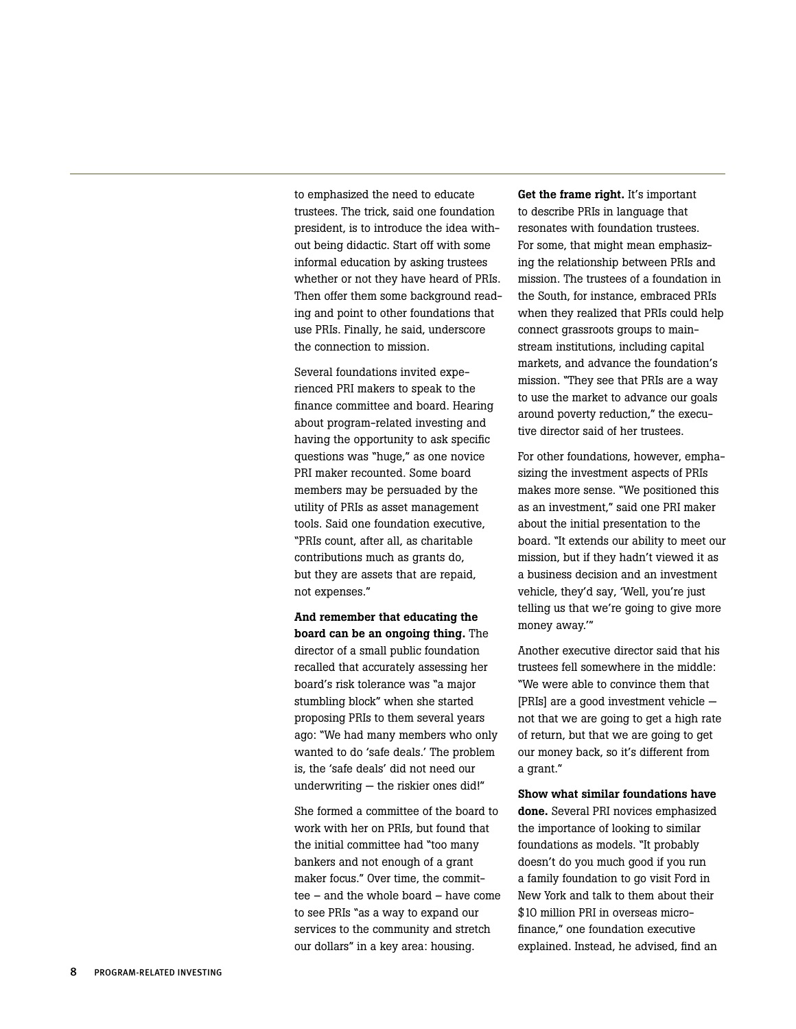to emphasized the need to educate trustees. The trick, said one foundation president, is to introduce the idea without being didactic. Start off with some informal education by asking trustees whether or not they have heard of PRIs. Then offer them some background reading and point to other foundations that use PRIs. Finally, he said, underscore the connection to mission.

Several foundations invited experienced PRI makers to speak to the finance committee and board. Hearing about program-related investing and having the opportunity to ask specific questions was "huge," as one novice PRI maker recounted. Some board members may be persuaded by the utility of PRIs as asset management tools. Said one foundation executive, "PRIs count, after all, as charitable contributions much as grants do, but they are assets that are repaid, not expenses."

**And remember that educating the board can be an ongoing thing.** The director of a small public foundation recalled that accurately assessing her board's risk tolerance was "a major stumbling block" when she started proposing PRIs to them several years ago: "We had many members who only wanted to do 'safe deals.' The problem is, the 'safe deals' did not need our underwriting — the riskier ones did!"

She formed a committee of the board to work with her on PRIs, but found that the initial committee had "too many bankers and not enough of a grant maker focus." Over time, the committee – and the whole board – have come to see PRIs "as a way to expand our services to the community and stretch our dollars" in a key area: housing.

**Get the frame right.** It's important to describe PRIs in language that resonates with foundation trustees. For some, that might mean emphasizing the relationship between PRIs and mission. The trustees of a foundation in the South, for instance, embraced PRIs when they realized that PRIs could help connect grassroots groups to mainstream institutions, including capital markets, and advance the foundation's mission. "They see that PRIs are a way to use the market to advance our goals around poverty reduction," the executive director said of her trustees.

For other foundations, however, emphasizing the investment aspects of PRIs makes more sense. "We positioned this as an investment," said one PRI maker about the initial presentation to the board. "It extends our ability to meet our mission, but if they hadn't viewed it as a business decision and an investment vehicle, they'd say, 'Well, you're just telling us that we're going to give more money away.'"

Another executive director said that his trustees fell somewhere in the middle: "We were able to convince them that [PRIs] are a good investment vehicle — not that we are going to get a high rate of return, but that we are going to get our money back, so it's different from a grant."

**Show what similar foundations have done.** Several PRI novices emphasized the importance of looking to similar foundations as models. "It probably doesn't do you much good if you run a family foundation to go visit Ford in New York and talk to them about their $10 million PRI in overseas microfinance," one foundation executive explained. Instead, he advised, find an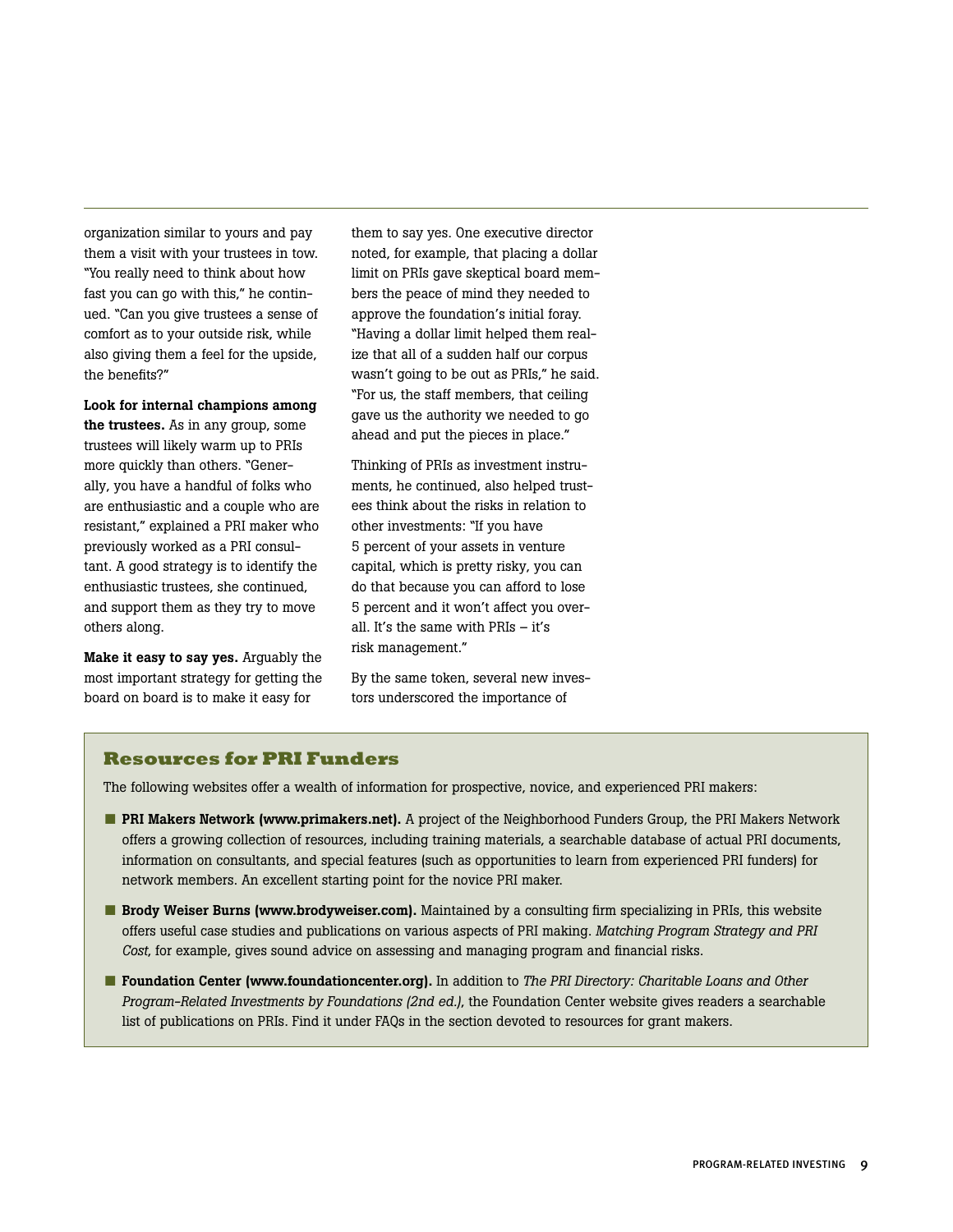organization similar to yours and pay them a visit with your trustees in tow. "You really need to think about how fast you can go with this," he continued. "Can you give trustees a sense of comfort as to your outside risk, while also giving them a feel for the upside, the benefits?"

**Look for internal champions among the trustees.** As in any group, some trustees will likely warm up to PRIs more quickly than others. "Generally, you have a handful of folks who are enthusiastic and a couple who are resistant," explained a PRI maker who previously worked as a PRI consultant. A good strategy is to identify the enthusiastic trustees, she continued, and support them as they try to move others along.

**Make it easy to say yes.** Arguably the most important strategy for getting the board on board is to make it easy for them to say yes. One executive director noted, for example, that placing a dollar limit on PRIs gave skeptical board members the peace of mind they needed to approve the foundation's initial foray. "Having a dollar limit helped them realize that all of a sudden half our corpus wasn't going to be out as PRIs," he said. "For us, the staff members, that ceiling gave us the authority we needed to go ahead and put the pieces in place."

Thinking of PRIs as investment instruments, he continued, also helped trustees think about the risks in relation to other investments: "If you have 5 percent of your assets in venture capital, which is pretty risky, you can do that because you can afford to lose 5 percent and it won't affect you overall. It's the same with PRIs – it's risk management."

By the same token, several new investors underscored the importance of

## Resources for PRI Funders

The following websites offer a wealth of information for prospective, novice, and experienced PRI makers:

- **PRI Makers Network (www.primakers.net).** A project of the Neighborhood Funders Group, the PRI Makers Network offers a growing collection of resources, including training materials, a searchable database of actual PRI documents, information on consultants, and special features (such as opportunities to learn from experienced PRI funders) for network members. An excellent starting point for the novice PRI maker.
- **Brody Weiser Burns (www.brodyweiser.com).** Maintained by a consulting firm specializing in PRIs, this website offers useful case studies and publications on various aspects of PRI making. *Matching Program Strategy and PRI Cost*, for example, gives sound advice on assessing and managing program and financial risks.
- **Foundation Center (www.foundationcenter.org).** In addition to *The PRI Directory: Charitable Loans and Other Program-Related Investments by Foundations (2nd ed.)*, the Foundation Center website gives readers a searchable list of publications on PRIs. Find it under FAQs in the section devoted to resources for grant makers.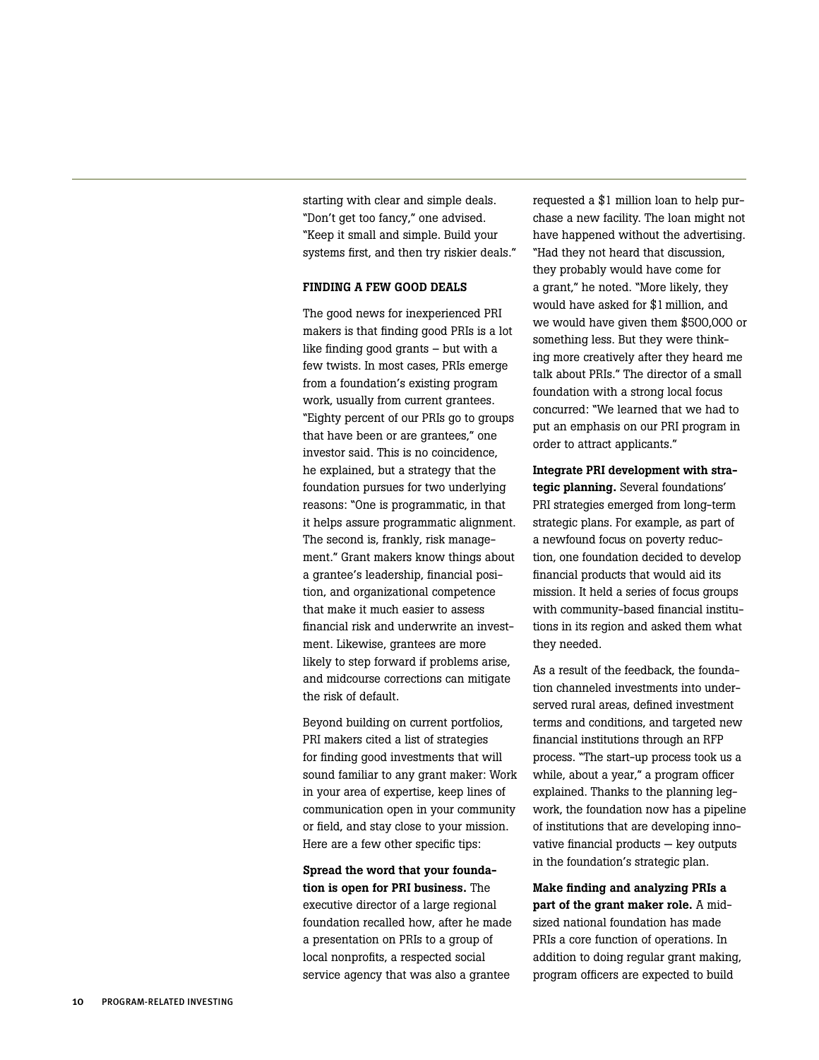starting with clear and simple deals. "Don't get too fancy," one advised. "Keep it small and simple. Build your systems first, and then try riskier deals."

## FINDING A FEW GOOD DEALS

The good news for inexperienced PRI makers is that finding good PRIs is a lot like finding good grants – but with a few twists. In most cases, PRIs emerge from a foundation's existing program work, usually from current grantees. "Eighty percent of our PRIs go to groups that have been or are grantees," one investor said. This is no coincidence, he explained, but a strategy that the foundation pursues for two underlying reasons: "One is programmatic, in that it helps assure programmatic alignment. The second is, frankly, risk management." Grant makers know things about a grantee's leadership, financial position, and organizational competence that make it much easier to assess financial risk and underwrite an investment. Likewise, grantees are more likely to step forward if problems arise, and midcourse corrections can mitigate the risk of default.

Beyond building on current portfolios, PRI makers cited a list of strategies for finding good investments that will sound familiar to any grant maker: Work in your area of expertise, keep lines of communication open in your community or field, and stay close to your mission. Here are a few other specific tips:

**Spread the word that your foundation is open for PRI business.** The executive director of a large regional foundation recalled how, after he made a presentation on PRIs to a group of local nonprofits, a respected social service agency that was also a grantee requested a $1 million loan to help purchase a new facility. The loan might not have happened without the advertising. "Had they not heard that discussion, they probably would have come for a grant," he noted. "More likely, they would have asked for $1 million, and we would have given them $500,000 or something less. But they were thinking more creatively after they heard me talk about PRIs." The director of a small foundation with a strong local focus concurred: "We learned that we had to put an emphasis on our PRI program in order to attract applicants."

**Integrate PRI development with strategic planning.** Several foundations' PRI strategies emerged from long-term strategic plans. For example, as part of a newfound focus on poverty reduction, one foundation decided to develop financial products that would aid its mission. It held a series of focus groups with community-based financial institutions in its region and asked them what they needed.

As a result of the feedback, the foundation channeled investments into underserved rural areas, defined investment terms and conditions, and targeted new financial institutions through an RFP process. "The start-up process took us a while, about a year," a program officer explained. Thanks to the planning legwork, the foundation now has a pipeline of institutions that are developing innovative financial products — key outputs in the foundation's strategic plan.

**Make finding and analyzing PRIs a part of the grant maker role.** A mid-sized national foundation has made PRIs a core function of operations. In addition to doing regular grant making, program officers are expected to build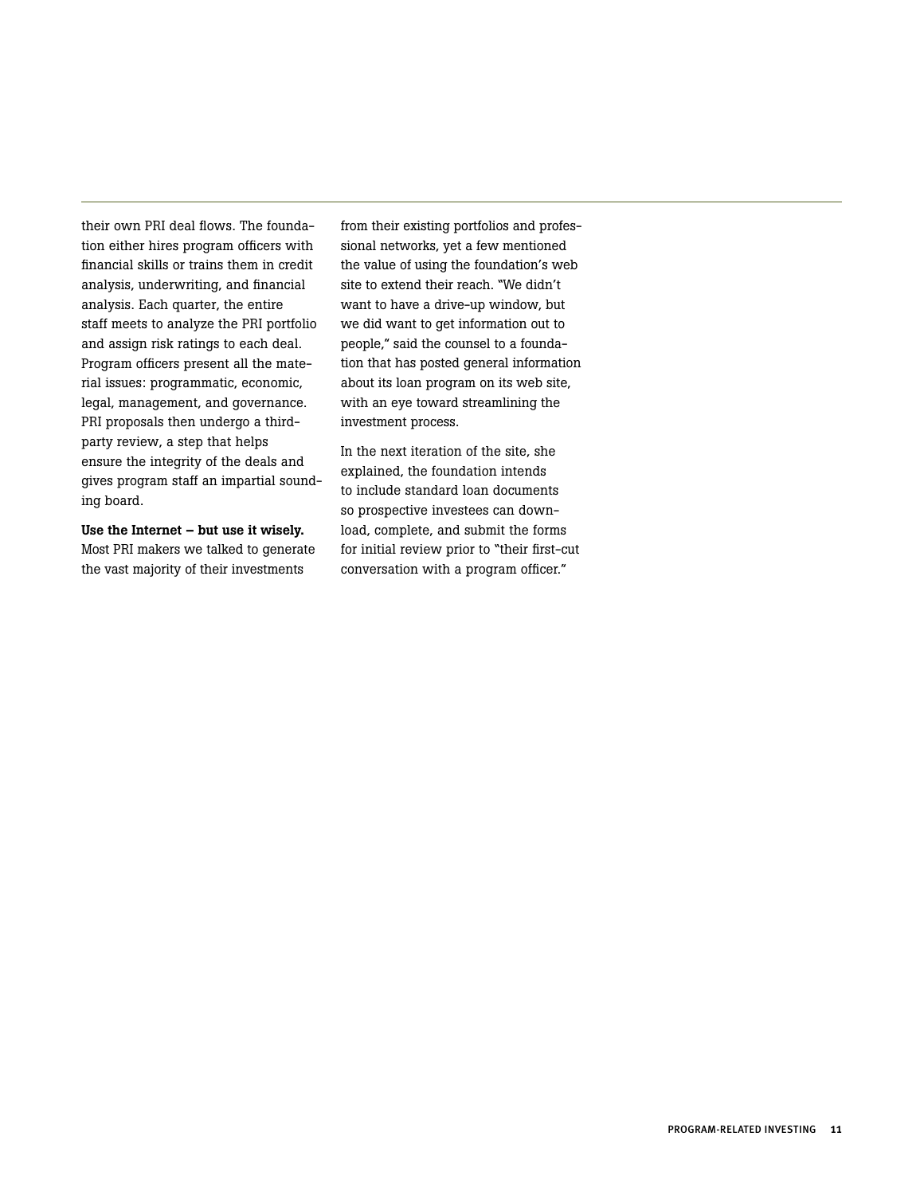their own PRI deal flows. The foundation either hires program officers with financial skills or trains them in credit analysis, underwriting, and financial analysis. Each quarter, the entire staff meets to analyze the PRI portfolio and assign risk ratings to each deal. Program officers present all the material issues: programmatic, economic, legal, management, and governance. PRI proposals then undergo a third-party review, a step that helps ensure the integrity of the deals and gives program staff an impartial sounding board.

**Use the Internet – but use it wisely.** Most PRI makers we talked to generate the vast majority of their investments from their existing portfolios and professional networks, yet a few mentioned the value of using the foundation's web site to extend their reach. "We didn't want to have a drive-up window, but we did want to get information out to people," said the counsel to a foundation that has posted general information about its loan program on its web site, with an eye toward streamlining the investment process.

In the next iteration of the site, she explained, the foundation intends to include standard loan documents so prospective investees can download, complete, and submit the forms for initial review prior to "their first-cut conversation with a program officer."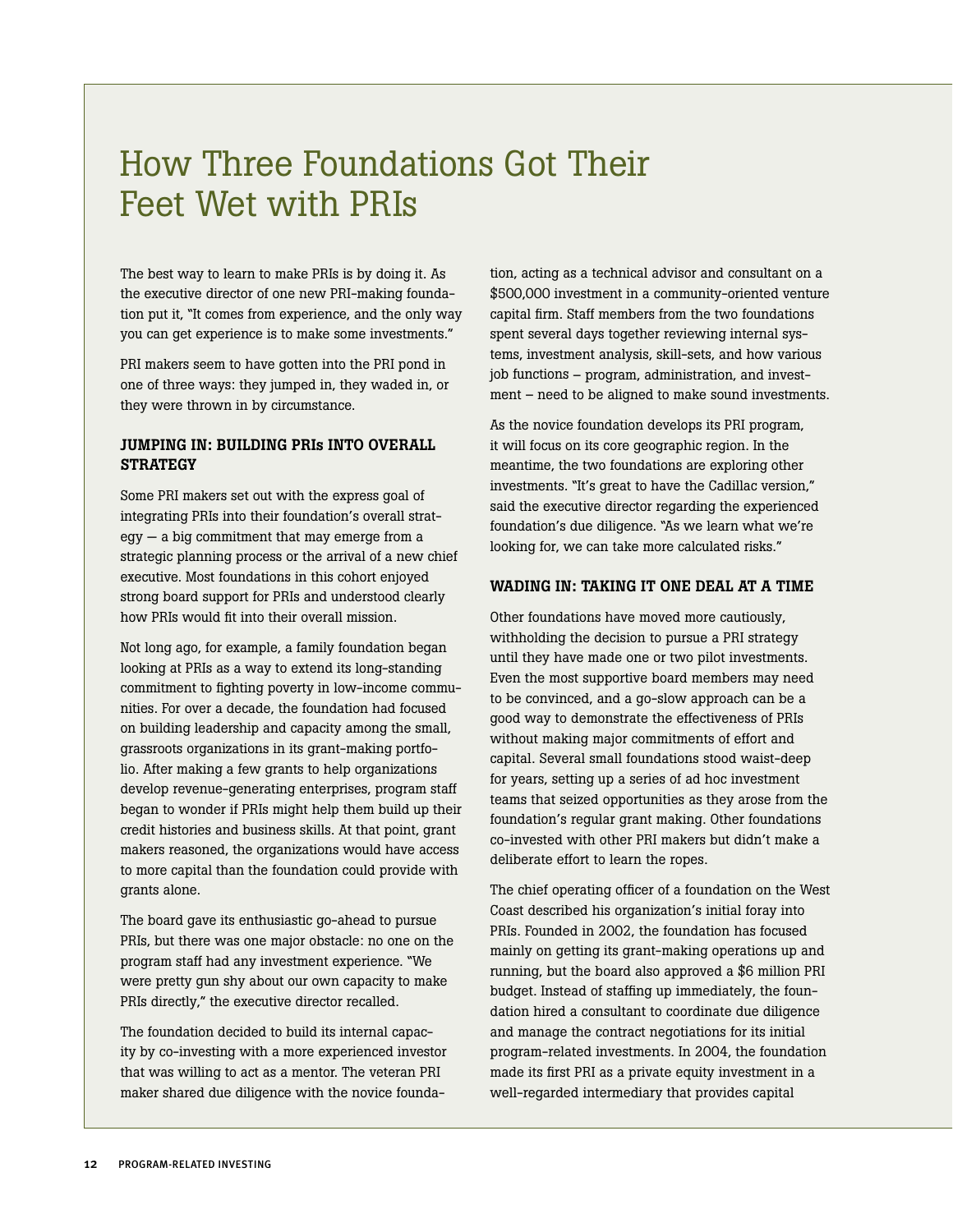# How Three Foundations Got Their Feet Wet with PRIs

The best way to learn to make PRIs is by doing it. As the executive director of one new PRI-making foundation put it, "It comes from experience, and the only way you can get experience is to make some investments."

PRI makers seem to have gotten into the PRI pond in one of three ways: they jumped in, they waded in, or they were thrown in by circumstance.

### JUMPING IN: BUILDING PRIs INTO OVERALL STRATEGY

Some PRI makers set out with the express goal of integrating PRIs into their foundation's overall strategy — a big commitment that may emerge from a strategic planning process or the arrival of a new chief executive. Most foundations in this cohort enjoyed strong board support for PRIs and understood clearly how PRIs would fit into their overall mission.

Not long ago, for example, a family foundation began looking at PRIs as a way to extend its long-standing commitment to fighting poverty in low-income communities. For over a decade, the foundation had focused on building leadership and capacity among the small, grassroots organizations in its grant-making portfolio. After making a few grants to help organizations develop revenue-generating enterprises, program staff began to wonder if PRIs might help them build up their credit histories and business skills. At that point, grant makers reasoned, the organizations would have access to more capital than the foundation could provide with grants alone.

The board gave its enthusiastic go-ahead to pursue PRIs, but there was one major obstacle: no one on the program staff had any investment experience. "We were pretty gun shy about our own capacity to make PRIs directly," the executive director recalled.

The foundation decided to build its internal capacity by co-investing with a more experienced investor that was willing to act as a mentor. The veteran PRI maker shared due diligence with the novice foundation, acting as a technical advisor and consultant on a $500,000 investment in a community-oriented venture capital firm. Staff members from the two foundations spent several days together reviewing internal systems, investment analysis, skill-sets, and how various job functions – program, administration, and investment – need to be aligned to make sound investments.

As the novice foundation develops its PRI program, it will focus on its core geographic region. In the meantime, the two foundations are exploring other investments. "It's great to have the Cadillac version," said the executive director regarding the experienced foundation's due diligence. "As we learn what we're looking for, we can take more calculated risks."

### WADING IN: TAKING IT ONE DEAL AT A TIME

Other foundations have moved more cautiously, withholding the decision to pursue a PRI strategy until they have made one or two pilot investments. Even the most supportive board members may need to be convinced, and a go-slow approach can be a good way to demonstrate the effectiveness of PRIs without making major commitments of effort and capital. Several small foundations stood waist-deep for years, setting up a series of ad hoc investment teams that seized opportunities as they arose from the foundation's regular grant making. Other foundations co-invested with other PRI makers but didn't make a deliberate effort to learn the ropes.

The chief operating officer of a foundation on the West Coast described his organization's initial foray into PRIs. Founded in 2002, the foundation has focused mainly on getting its grant-making operations up and running, but the board also approved a $6 million PRI budget. Instead of staffing up immediately, the foundation hired a consultant to coordinate due diligence and manage the contract negotiations for its initial program-related investments. In 2004, the foundation made its first PRI as a private equity investment in a well-regarded intermediary that provides capital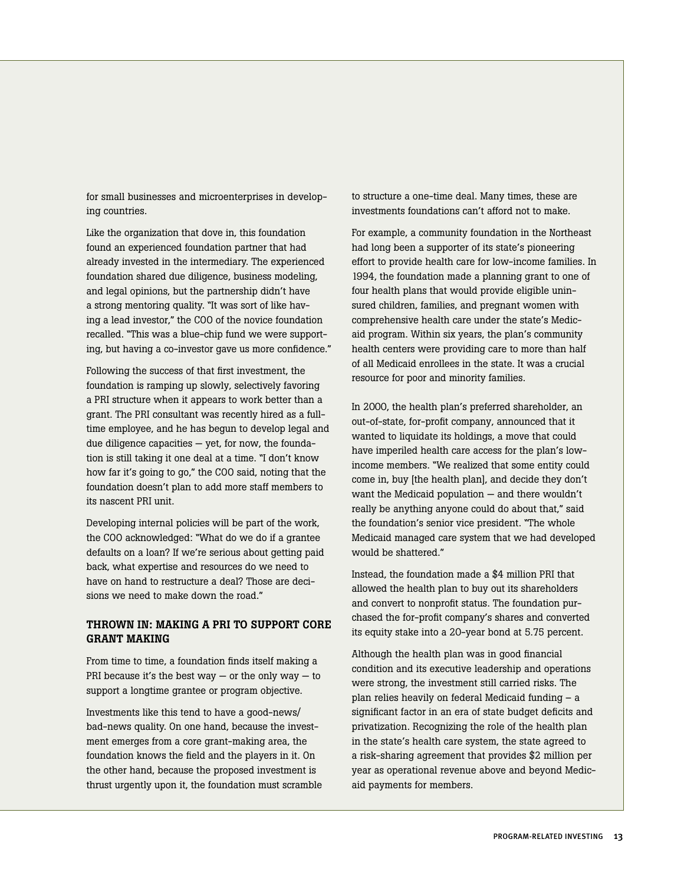for small businesses and microenterprises in developing countries.

Like the organization that dove in, this foundation found an experienced foundation partner that had already invested in the intermediary. The experienced foundation shared due diligence, business modeling, and legal opinions, but the partnership didn't have a strong mentoring quality. "It was sort of like having a lead investor," the COO of the novice foundation recalled. "This was a blue-chip fund we were supporting, but having a co-investor gave us more confidence."

Following the success of that first investment, the foundation is ramping up slowly, selectively favoring a PRI structure when it appears to work better than a grant. The PRI consultant was recently hired as a full-time employee, and he has begun to develop legal and due diligence capacities — yet, for now, the foundation is still taking it one deal at a time. "I don't know how far it's going to go," the COO said, noting that the foundation doesn't plan to add more staff members to its nascent PRI unit.

Developing internal policies will be part of the work, the COO acknowledged: "What do we do if a grantee defaults on a loan? If we're serious about getting paid back, what expertise and resources do we need to have on hand to restructure a deal? Those are decisions we need to make down the road."

### THROWN IN: MAKING A PRI TO SUPPORT CORE GRANT MAKING

From time to time, a foundation finds itself making a PRI because it's the best way — or the only way — to support a longtime grantee or program objective.

Investments like this tend to have a good-news/bad-news quality. On one hand, because the investment emerges from a core grant-making area, the foundation knows the field and the players in it. On the other hand, because the proposed investment is thrust urgently upon it, the foundation must scramble to structure a one-time deal. Many times, these are investments foundations can't afford not to make.

For example, a community foundation in the Northeast had long been a supporter of its state's pioneering effort to provide health care for low-income families. In 1994, the foundation made a planning grant to one of four health plans that would provide eligible uninsured children, families, and pregnant women with comprehensive health care under the state's Medicaid program. Within six years, the plan's community health centers were providing care to more than half of all Medicaid enrollees in the state. It was a crucial resource for poor and minority families.

In 2000, the health plan's preferred shareholder, an out-of-state, for-profit company, announced that it wanted to liquidate its holdings, a move that could have imperiled health care access for the plan's low-income members. "We realized that some entity could come in, buy [the health plan], and decide they don't want the Medicaid population — and there wouldn't really be anything anyone could do about that," said the foundation's senior vice president. "The whole Medicaid managed care system that we had developed would be shattered."

Instead, the foundation made a $4 million PRI that allowed the health plan to buy out its shareholders and convert to nonprofit status. The foundation purchased the for-profit company's shares and converted its equity stake into a 20-year bond at 5.75 percent.

Although the health plan was in good financial condition and its executive leadership and operations were strong, the investment still carried risks. The plan relies heavily on federal Medicaid funding – a significant factor in an era of state budget deficits and privatization. Recognizing the role of the health plan in the state's health care system, the state agreed to a risk-sharing agreement that provides $2 million per year as operational revenue above and beyond Medicaid payments for members.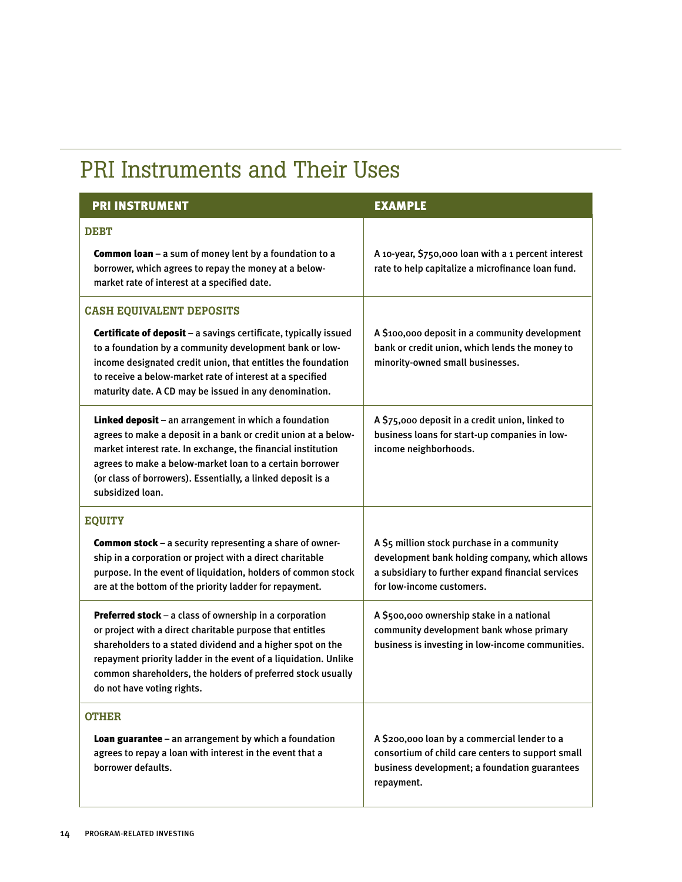# PRI Instruments and Their Uses

| PRI INSTRUMENT | EXAMPLE |
|---|---|
| **DEBT** | |
| **Common loan** – a sum of money lent by a foundation to a borrower, which agrees to repay the money at a below-market rate of interest at a specified date. | A 10-year, $750,000 loan with a 1 percent interest rate to help capitalize a microfinance loan fund. |
| **CASH EQUIVALENT DEPOSITS** | |
| **Certificate of deposit** – a savings certificate, typically issued to a foundation by a community development bank or low-income designated credit union, that entitles the foundation to receive a below-market rate of interest at a specified maturity date. A CD may be issued in any denomination. | A $100,000 deposit in a community development bank or credit union, which lends the money to minority-owned small businesses. |
| **Linked deposit** – an arrangement in which a foundation agrees to make a deposit in a bank or credit union at a below-market interest rate. In exchange, the financial institution agrees to make a below-market loan to a certain borrower (or class of borrowers). Essentially, a linked deposit is a subsidized loan. | A $75,000 deposit in a credit union, linked to business loans for start-up companies in low-income neighborhoods. |
| **EQUITY** | |
| **Common stock** – a security representing a share of ownership in a corporation or project with a direct charitable purpose. In the event of liquidation, holders of common stock are at the bottom of the priority ladder for repayment. | A $5 million stock purchase in a community development bank holding company, which allows a subsidiary to further expand financial services for low-income customers. |
| **Preferred stock** – a class of ownership in a corporation or project with a direct charitable purpose that entitles shareholders to a stated dividend and a higher spot on the repayment priority ladder in the event of a liquidation. Unlike common shareholders, the holders of preferred stock usually do not have voting rights. | A $500,000 ownership stake in a national community development bank whose primary business is investing in low-income communities. |
| **OTHER** | |
| **Loan guarantee** – an arrangement by which a foundation agrees to repay a loan with interest in the event that a borrower defaults. | A $200,000 loan by a commercial lender to a consortium of child care centers to support small business development; a foundation guarantees repayment. |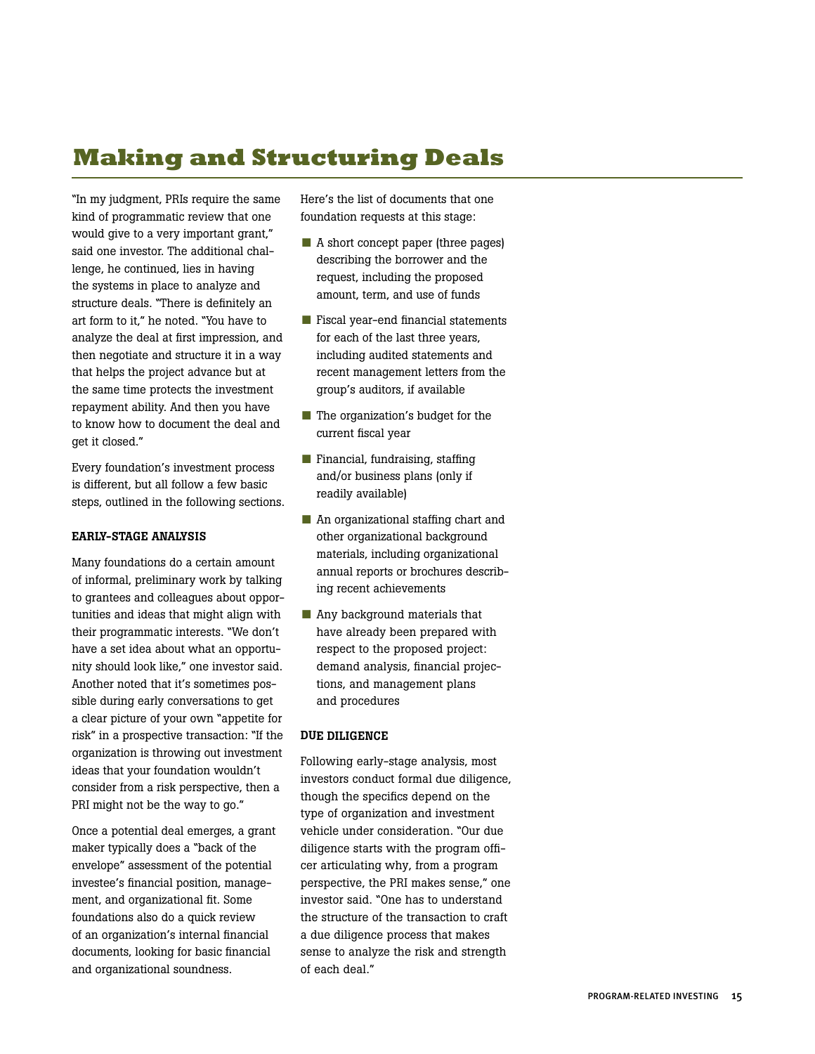# Making and Structuring Deals

"In my judgment, PRIs require the same kind of programmatic review that one would give to a very important grant," said one investor. The additional challenge, he continued, lies in having the systems in place to analyze and structure deals. "There is definitely an art form to it," he noted. "You have to analyze the deal at first impression, and then negotiate and structure it in a way that helps the project advance but at the same time protects the investment repayment ability. And then you have to know how to document the deal and get it closed."

Every foundation's investment process is different, but all follow a few basic steps, outlined in the following sections.

### EARLY-STAGE ANALYSIS

Many foundations do a certain amount of informal, preliminary work by talking to grantees and colleagues about opportunities and ideas that might align with their programmatic interests. "We don't have a set idea about what an opportunity should look like," one investor said. Another noted that it's sometimes possible during early conversations to get a clear picture of your own "appetite for risk" in a prospective transaction: "If the organization is throwing out investment ideas that your foundation wouldn't consider from a risk perspective, then a PRI might not be the way to go."

Once a potential deal emerges, a grant maker typically does a "back of the envelope" assessment of the potential investee's financial position, management, and organizational fit. Some foundations also do a quick review of an organization's internal financial documents, looking for basic financial and organizational soundness.

Here's the list of documents that one foundation requests at this stage:

- A short concept paper (three pages) describing the borrower and the request, including the proposed amount, term, and use of funds
- Fiscal year-end financial statements for each of the last three years, including audited statements and recent management letters from the group's auditors, if available
- The organization's budget for the current fiscal year
- Financial, fundraising, staffing and/or business plans (only if readily available)
- An organizational staffing chart and other organizational background materials, including organizational annual reports or brochures describing recent achievements
- Any background materials that have already been prepared with respect to the proposed project: demand analysis, financial projections, and management plans and procedures

### DUE DILIGENCE

Following early-stage analysis, most investors conduct formal due diligence, though the specifics depend on the type of organization and investment vehicle under consideration. "Our due diligence starts with the program officer articulating why, from a program perspective, the PRI makes sense," one investor said. "One has to understand the structure of the transaction to craft a due diligence process that makes sense to analyze the risk and strength of each deal."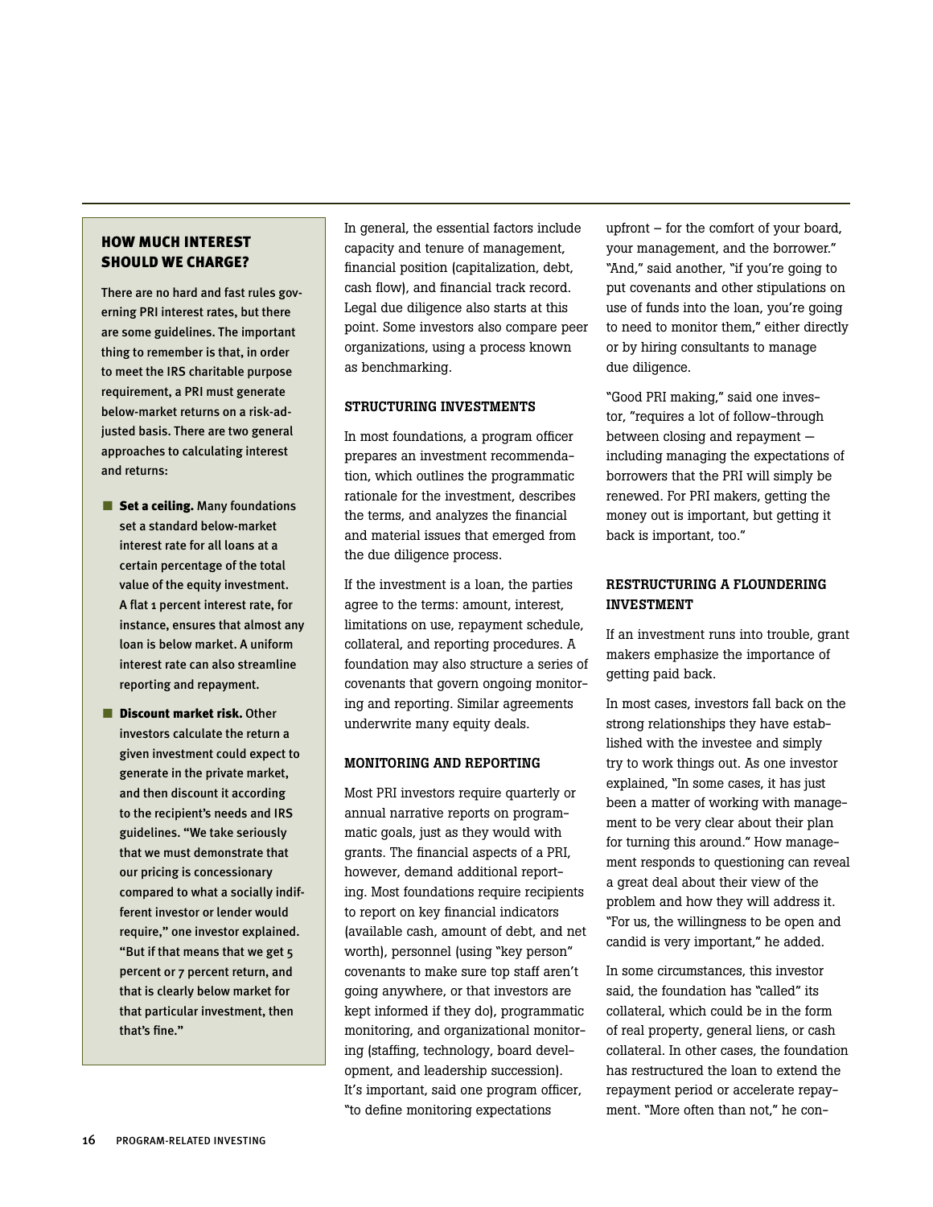## HOW MUCH INTEREST SHOULD WE CHARGE?

**There are no hard and fast rules governing PRI interest rates, but there are some guidelines. The important thing to remember is that, in order to meet the IRS charitable purpose requirement, a PRI must generate below-market returns on a risk-adjusted basis. There are two general approaches to calculating interest and returns:**

- **Set a ceiling.** Many foundations set a standard below-market interest rate for all loans at a certain percentage of the total value of the equity investment. A flat 1 percent interest rate, for instance, ensures that almost any loan is below market. A uniform interest rate can also streamline reporting and repayment.
- **Discount market risk.** Other investors calculate the return a given investment could expect to generate in the private market, and then discount it according to the recipient's needs and IRS guidelines. "We take seriously that we must demonstrate that our pricing is concessionary compared to what a socially indifferent investor or lender would require," one investor explained. "But if that means that we get 5 percent or 7 percent return, and that is clearly below market for that particular investment, then that's fine."

In general, the essential factors include capacity and tenure of management, financial position (capitalization, debt, cash flow), and financial track record. Legal due diligence also starts at this point. Some investors also compare peer organizations, using a process known as benchmarking.

### STRUCTURING INVESTMENTS

In most foundations, a program officer prepares an investment recommendation, which outlines the programmatic rationale for the investment, describes the terms, and analyzes the financial and material issues that emerged from the due diligence process.

If the investment is a loan, the parties agree to the terms: amount, interest, limitations on use, repayment schedule, collateral, and reporting procedures. A foundation may also structure a series of covenants that govern ongoing monitoring and reporting. Similar agreements underwrite many equity deals.

### MONITORING AND REPORTING

Most PRI investors require quarterly or annual narrative reports on programmatic goals, just as they would with grants. The financial aspects of a PRI, however, demand additional reporting. Most foundations require recipients to report on key financial indicators (available cash, amount of debt, and net worth), personnel (using "key person" covenants to make sure top staff aren't going anywhere, or that investors are kept informed if they do), programmatic monitoring, and organizational monitoring (staffing, technology, board development, and leadership succession). It's important, said one program officer, "to define monitoring expectations upfront – for the comfort of your board, your management, and the borrower." "And," said another, "if you're going to put covenants and other stipulations on use of funds into the loan, you're going to need to monitor them," either directly or by hiring consultants to manage due diligence.

"Good PRI making," said one investor, "requires a lot of follow-through between closing and repayment — including managing the expectations of borrowers that the PRI will simply be renewed. For PRI makers, getting the money out is important, but getting it back is important, too."

### RESTRUCTURING A FLOUNDERING INVESTMENT

If an investment runs into trouble, grant makers emphasize the importance of getting paid back.

In most cases, investors fall back on the strong relationships they have established with the investee and simply try to work things out. As one investor explained, "In some cases, it has just been a matter of working with management to be very clear about their plan for turning this around." How management responds to questioning can reveal a great deal about their view of the problem and how they will address it. "For us, the willingness to be open and candid is very important," he added.

In some circumstances, this investor said, the foundation has "called" its collateral, which could be in the form of real property, general liens, or cash collateral. In other cases, the foundation has restructured the loan to extend the repayment period or accelerate repayment. "More often than not," he con-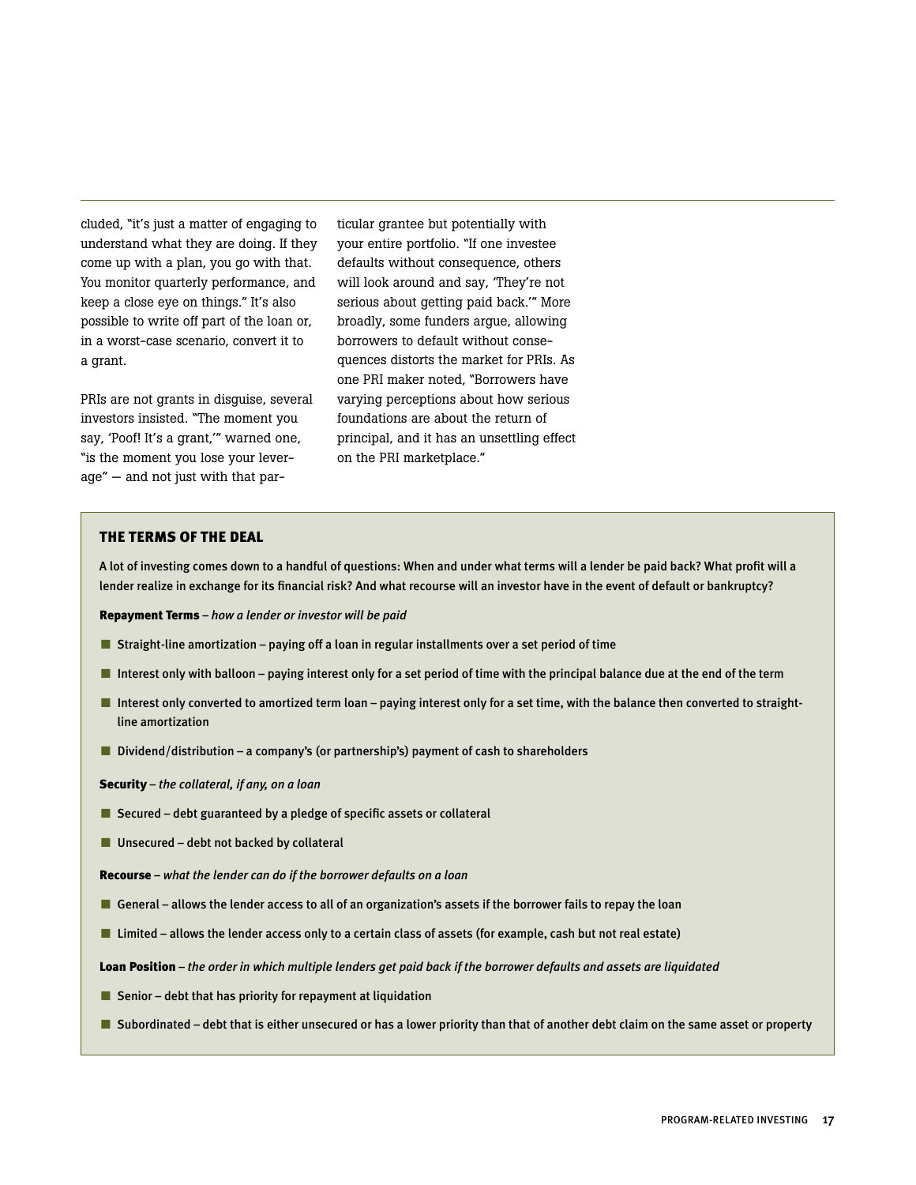cluded, "it's just a matter of engaging to understand what they are doing. If they come up with a plan, you go with that. You monitor quarterly performance, and keep a close eye on things." It's also possible to write off part of the loan or, in a worst-case scenario, convert it to a grant.

PRIs are not grants in disguise, several investors insisted. "The moment you say, 'Poof! It's a grant,'" warned one, "is the moment you lose your leverage" — and not just with that particular grantee but potentially with your entire portfolio. "If one investee defaults without consequence, others will look around and say, 'They're not serious about getting paid back.'" More broadly, some funders argue, allowing borrowers to default without consequences distorts the market for PRIs. As one PRI maker noted, "Borrowers have varying perceptions about how serious foundations are about the return of principal, and it has an unsettling effect on the PRI marketplace."

### THE TERMS OF THE DEAL

A lot of investing comes down to a handful of questions: When and under what terms will a lender be paid back? What profit will a lender realize in exchange for its financial risk? And what recourse will an investor have in the event of default or bankruptcy?

**Repayment Terms** – *how a lender or investor will be paid*

- Straight-line amortization – paying off a loan in regular installments over a set period of time
- Interest only with balloon – paying interest only for a set period of time with the principal balance due at the end of the term
- Interest only converted to amortized term loan – paying interest only for a set time, with the balance then converted to straight-line amortization
- Dividend/distribution – a company's (or partnership's) payment of cash to shareholders

**Security** – *the collateral, if any, on a loan*

- Secured – debt guaranteed by a pledge of specific assets or collateral
- Unsecured – debt not backed by collateral

**Recourse** – *what the lender can do if the borrower defaults on a loan*

- General – allows the lender access to all of an organization's assets if the borrower fails to repay the loan
- Limited – allows the lender access only to a certain class of assets (for example, cash but not real estate)

**Loan Position** – *the order in which multiple lenders get paid back if the borrower defaults and assets are liquidated*

- Senior – debt that has priority for repayment at liquidation
- Subordinated – debt that is either unsecured or has a lower priority than that of another debt claim on the same asset or property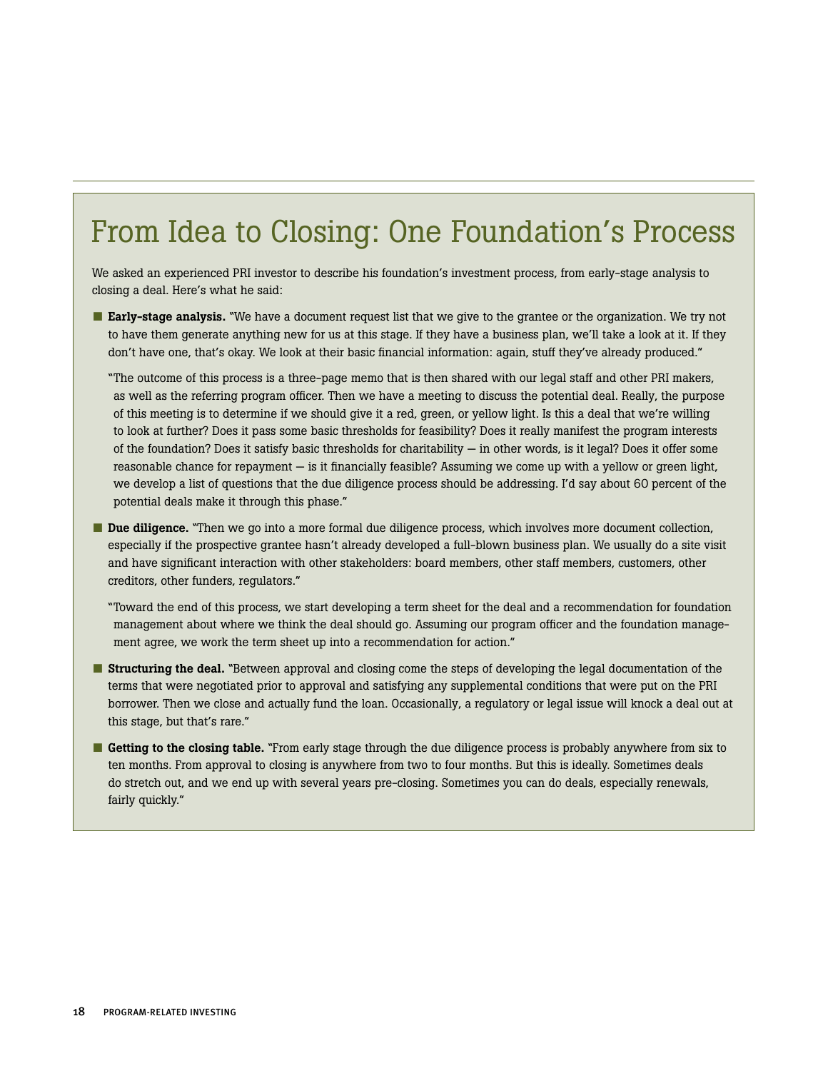## From Idea to Closing: One Foundation's Process

We asked an experienced PRI investor to describe his foundation's investment process, from early-stage analysis to closing a deal. Here's what he said:

- **Early-stage analysis.** "We have a document request list that we give to the grantee or the organization. We try not to have them generate anything new for us at this stage. If they have a business plan, we'll take a look at it. If they don't have one, that's okay. We look at their basic financial information: again, stuff they've already produced."

  "The outcome of this process is a three-page memo that is then shared with our legal staff and other PRI makers, as well as the referring program officer. Then we have a meeting to discuss the potential deal. Really, the purpose of this meeting is to determine if we should give it a red, green, or yellow light. Is this a deal that we're willing to look at further? Does it pass some basic thresholds for feasibility? Does it really manifest the program interests of the foundation? Does it satisfy basic thresholds for charitability — in other words, is it legal? Does it offer some reasonable chance for repayment — is it financially feasible? Assuming we come up with a yellow or green light, we develop a list of questions that the due diligence process should be addressing. I'd say about 60 percent of the potential deals make it through this phase."

- **Due diligence.** "Then we go into a more formal due diligence process, which involves more document collection, especially if the prospective grantee hasn't already developed a full-blown business plan. We usually do a site visit and have significant interaction with other stakeholders: board members, other staff members, customers, other creditors, other funders, regulators."

  "Toward the end of this process, we start developing a term sheet for the deal and a recommendation for foundation management about where we think the deal should go. Assuming our program officer and the foundation management agree, we work the term sheet up into a recommendation for action."

- **Structuring the deal.** "Between approval and closing come the steps of developing the legal documentation of the terms that were negotiated prior to approval and satisfying any supplemental conditions that were put on the PRI borrower. Then we close and actually fund the loan. Occasionally, a regulatory or legal issue will knock a deal out at this stage, but that's rare."

- **Getting to the closing table.** "From early stage through the due diligence process is probably anywhere from six to ten months. From approval to closing is anywhere from two to four months. But this is ideally. Sometimes deals do stretch out, and we end up with several years pre-closing. Sometimes you can do deals, especially renewals, fairly quickly."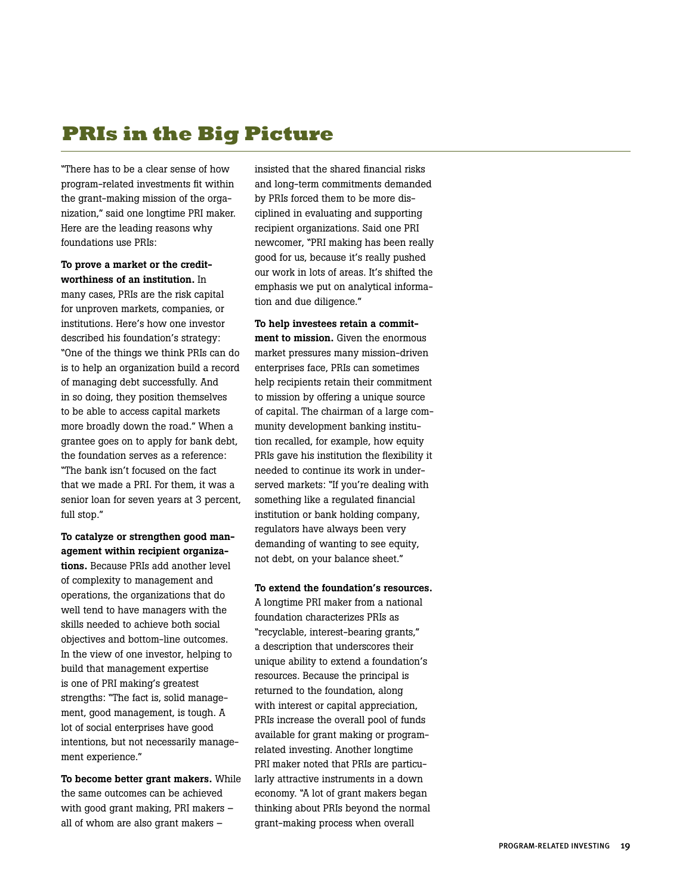# PRIs in the Big Picture

"There has to be a clear sense of how program-related investments fit within the grant-making mission of the organization," said one longtime PRI maker. Here are the leading reasons why foundations use PRIs:

**To prove a market or the creditworthiness of an institution.** In many cases, PRIs are the risk capital for unproven markets, companies, or institutions. Here's how one investor described his foundation's strategy: "One of the things we think PRIs can do is to help an organization build a record of managing debt successfully. And in so doing, they position themselves to be able to access capital markets more broadly down the road." When a grantee goes on to apply for bank debt, the foundation serves as a reference: "The bank isn't focused on the fact that we made a PRI. For them, it was a senior loan for seven years at 3 percent, full stop."

**To catalyze or strengthen good management within recipient organizations.** Because PRIs add another level of complexity to management and operations, the organizations that do well tend to have managers with the skills needed to achieve both social objectives and bottom-line outcomes. In the view of one investor, helping to build that management expertise is one of PRI making's greatest strengths: "The fact is, solid management, good management, is tough. A lot of social enterprises have good intentions, but not necessarily management experience."

**To become better grant makers.** While the same outcomes can be achieved with good grant making, PRI makers – all of whom are also grant makers – insisted that the shared financial risks and long-term commitments demanded by PRIs forced them to be more disciplined in evaluating and supporting recipient organizations. Said one PRI newcomer, "PRI making has been really good for us, because it's really pushed our work in lots of areas. It's shifted the emphasis we put on analytical information and due diligence."

**To help investees retain a commitment to mission.** Given the enormous market pressures many mission-driven enterprises face, PRIs can sometimes help recipients retain their commitment to mission by offering a unique source of capital. The chairman of a large community development banking institution recalled, for example, how equity PRIs gave his institution the flexibility it needed to continue its work in underserved markets: "If you're dealing with something like a regulated financial institution or bank holding company, regulators have always been very demanding of wanting to see equity, not debt, on your balance sheet."

**To extend the foundation's resources.** A longtime PRI maker from a national foundation characterizes PRIs as "recyclable, interest-bearing grants," a description that underscores their unique ability to extend a foundation's resources. Because the principal is returned to the foundation, along with interest or capital appreciation, PRIs increase the overall pool of funds available for grant making or program-related investing. Another longtime PRI maker noted that PRIs are particularly attractive instruments in a down economy. "A lot of grant makers began thinking about PRIs beyond the normal grant-making process when overall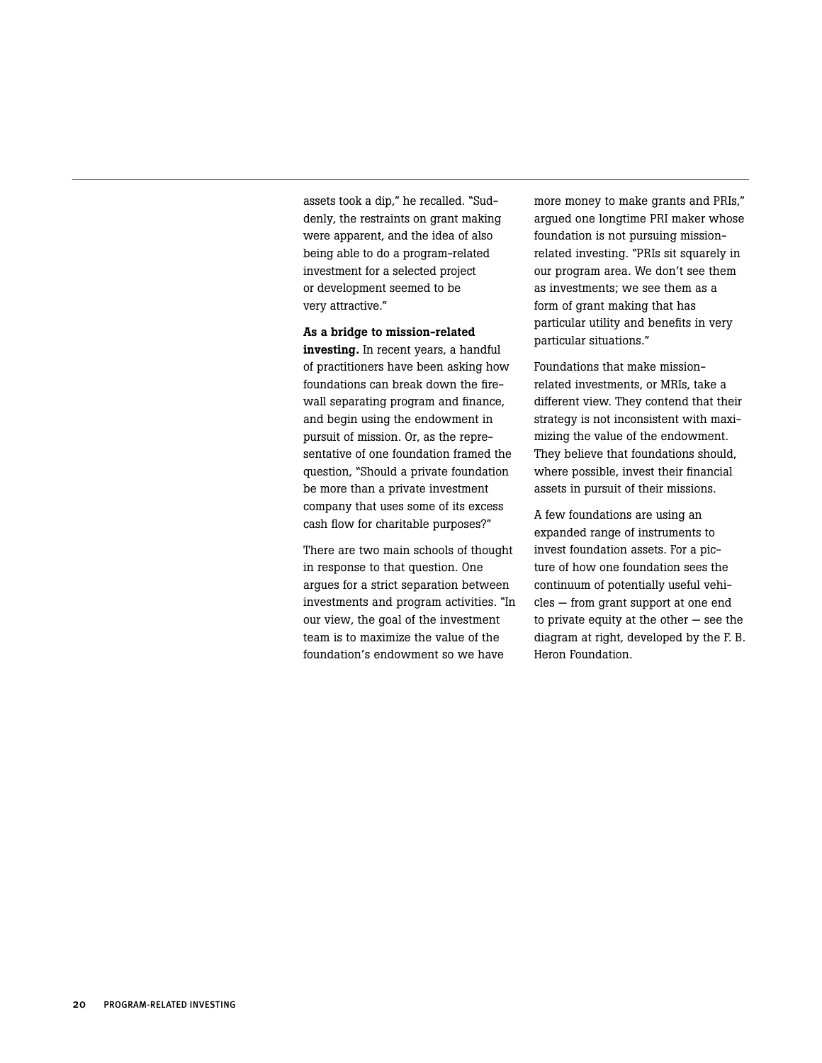assets took a dip," he recalled. "Suddenly, the restraints on grant making were apparent, and the idea of also being able to do a program-related investment for a selected project or development seemed to be very attractive."

**As a bridge to mission-related investing.** In recent years, a handful of practitioners have been asking how foundations can break down the firewall separating program and finance, and begin using the endowment in pursuit of mission. Or, as the representative of one foundation framed the question, "Should a private foundation be more than a private investment company that uses some of its excess cash flow for charitable purposes?"

There are two main schools of thought in response to that question. One argues for a strict separation between investments and program activities. "In our view, the goal of the investment team is to maximize the value of the foundation's endowment so we have more money to make grants and PRIs," argued one longtime PRI maker whose foundation is not pursuing mission-related investing. "PRIs sit squarely in our program area. We don't see them as investments; we see them as a form of grant making that has particular utility and benefits in very particular situations."

Foundations that make mission-related investments, or MRIs, take a different view. They contend that their strategy is not inconsistent with maximizing the value of the endowment. They believe that foundations should, where possible, invest their financial assets in pursuit of their missions.

A few foundations are using an expanded range of instruments to invest foundation assets. For a picture of how one foundation sees the continuum of potentially useful vehicles — from grant support at one end to private equity at the other — see the diagram at right, developed by the F. B. Heron Foundation.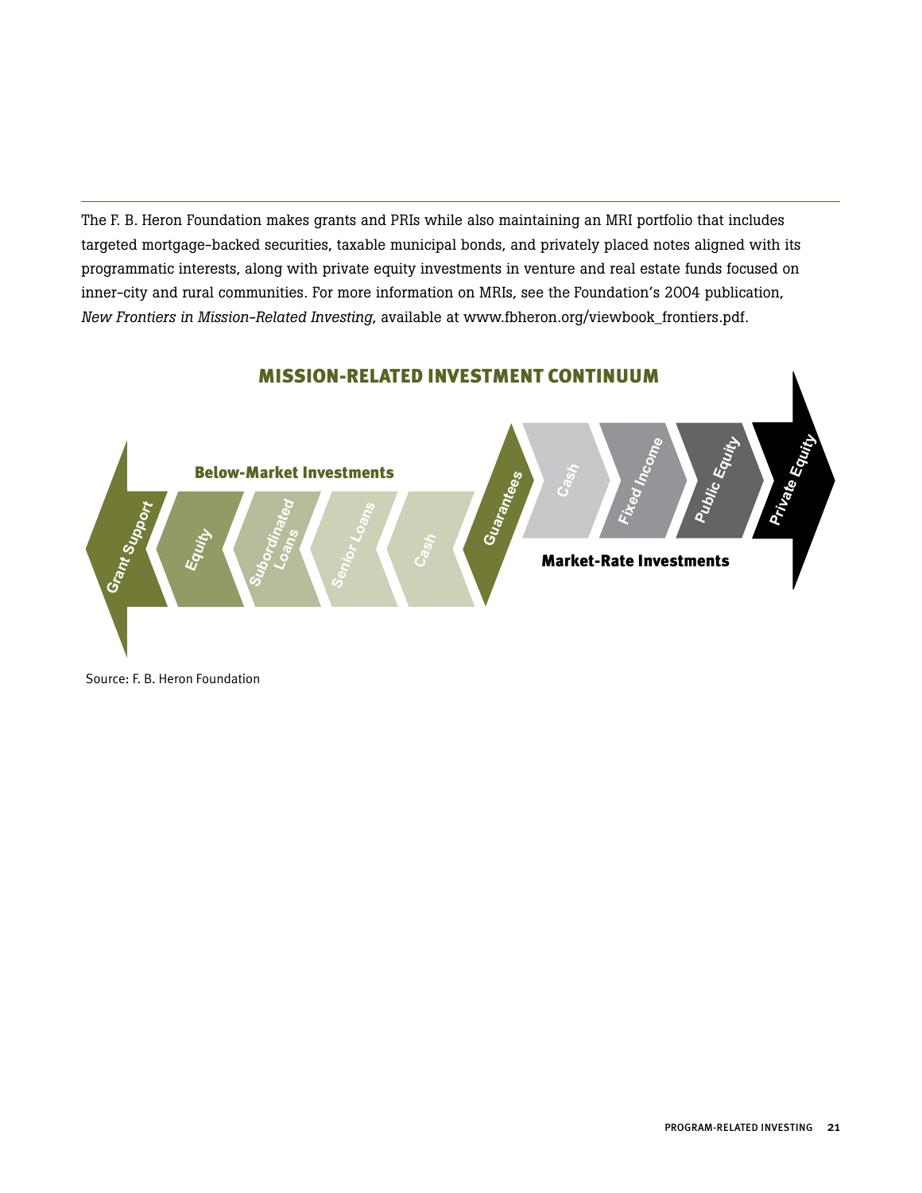The F. B. Heron Foundation makes grants and PRIs while also maintaining an MRI portfolio that includes targeted mortgage-backed securities, taxable municipal bonds, and privately placed notes aligned with its programmatic interests, along with private equity investments in venture and real estate funds focused on inner-city and rural communities. For more information on MRIs, see the Foundation's 2004 publication, *New Frontiers in Mission-Related Investing*, available at www.fbheron.org/viewbook_frontiers.pdf.

## MISSION-RELATED INVESTMENT CONTINUUM

**Below-Market Investments**

Grant Support | Equity | Subordinated Loans | Senior Loans | Cash | Guarantees

**Market-Rate Investments**

Cash | Fixed Income | Public Equity | Private Equity

Source: F. B. Heron Foundation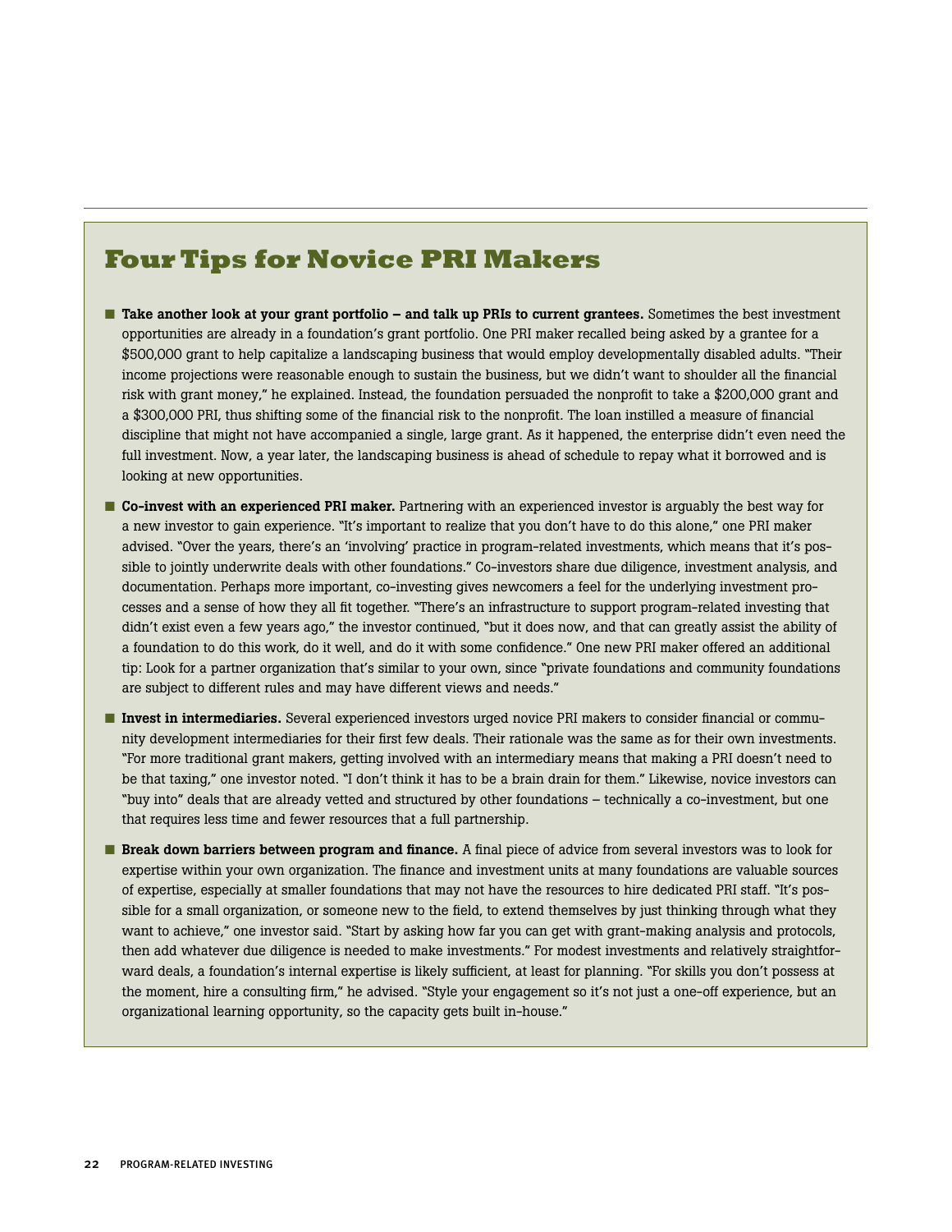## Four Tips for Novice PRI Makers

- **Take another look at your grant portfolio – and talk up PRIs to current grantees.** Sometimes the best investment opportunities are already in a foundation's grant portfolio. One PRI maker recalled being asked by a grantee for a $500,000 grant to help capitalize a landscaping business that would employ developmentally disabled adults. "Their income projections were reasonable enough to sustain the business, but we didn't want to shoulder all the financial risk with grant money," he explained. Instead, the foundation persuaded the nonprofit to take a $200,000 grant and a $300,000 PRI, thus shifting some of the financial risk to the nonprofit. The loan instilled a measure of financial discipline that might not have accompanied a single, large grant. As it happened, the enterprise didn't even need the full investment. Now, a year later, the landscaping business is ahead of schedule to repay what it borrowed and is looking at new opportunities.

- **Co-invest with an experienced PRI maker.** Partnering with an experienced investor is arguably the best way for a new investor to gain experience. "It's important to realize that you don't have to do this alone," one PRI maker advised. "Over the years, there's an 'involving' practice in program-related investments, which means that it's possible to jointly underwrite deals with other foundations." Co-investors share due diligence, investment analysis, and documentation. Perhaps more important, co-investing gives newcomers a feel for the underlying investment processes and a sense of how they all fit together. "There's an infrastructure to support program-related investing that didn't exist even a few years ago," the investor continued, "but it does now, and that can greatly assist the ability of a foundation to do this work, do it well, and do it with some confidence." One new PRI maker offered an additional tip: Look for a partner organization that's similar to your own, since "private foundations and community foundations are subject to different rules and may have different views and needs."

- **Invest in intermediaries.** Several experienced investors urged novice PRI makers to consider financial or community development intermediaries for their first few deals. Their rationale was the same as for their own investments. "For more traditional grant makers, getting involved with an intermediary means that making a PRI doesn't need to be that taxing," one investor noted. "I don't think it has to be a brain drain for them." Likewise, novice investors can "buy into" deals that are already vetted and structured by other foundations – technically a co-investment, but one that requires less time and fewer resources that a full partnership.

- **Break down barriers between program and finance.** A final piece of advice from several investors was to look for expertise within your own organization. The finance and investment units at many foundations are valuable sources of expertise, especially at smaller foundations that may not have the resources to hire dedicated PRI staff. "It's possible for a small organization, or someone new to the field, to extend themselves by just thinking through what they want to achieve," one investor said. "Start by asking how far you can get with grant-making analysis and protocols, then add whatever due diligence is needed to make investments." For modest investments and relatively straightforward deals, a foundation's internal expertise is likely sufficient, at least for planning. "For skills you don't possess at the moment, hire a consulting firm," he advised. "Style your engagement so it's not just a one-off experience, but an organizational learning opportunity, so the capacity gets built in-house."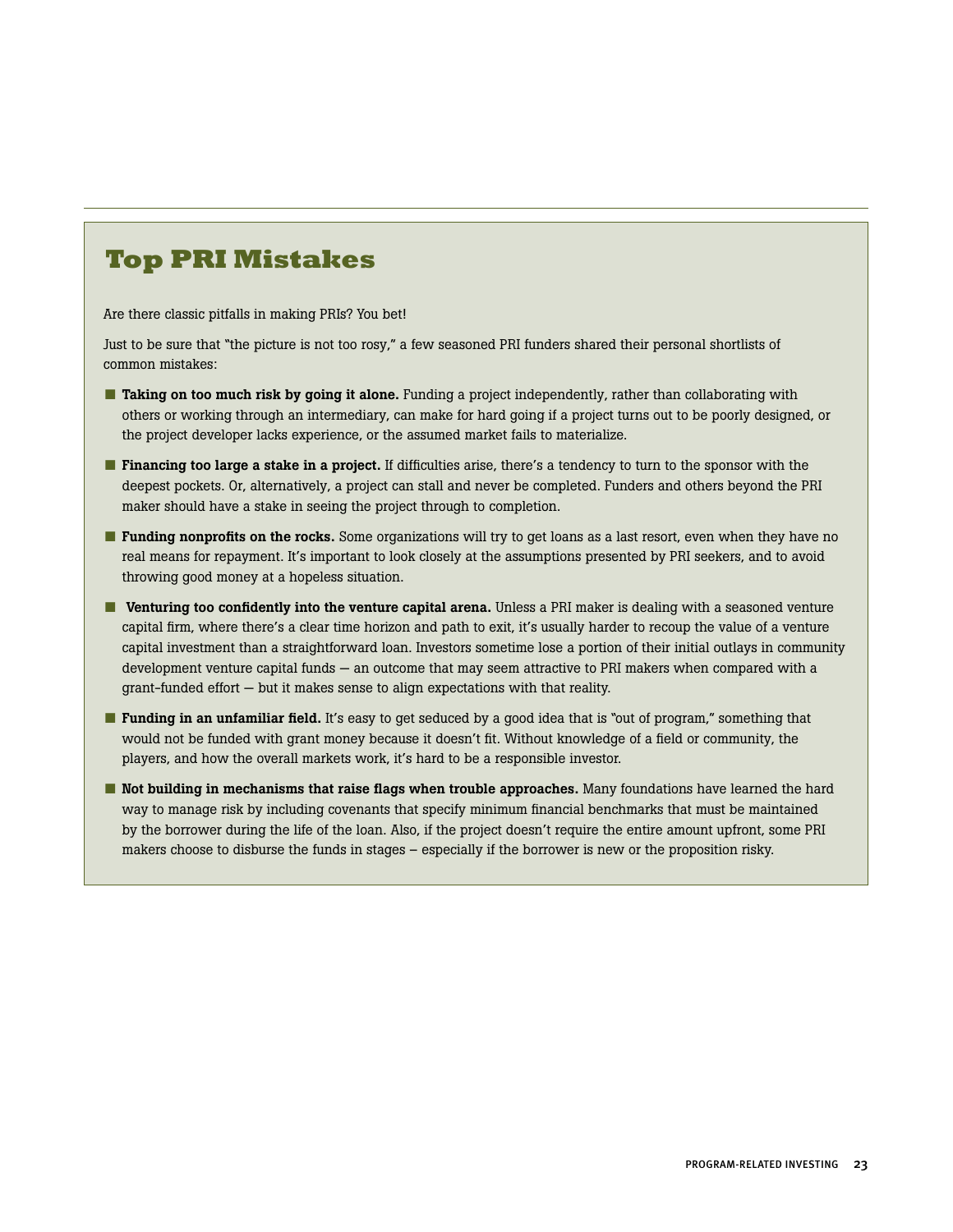## Top PRI Mistakes

Are there classic pitfalls in making PRIs? You bet!

Just to be sure that "the picture is not too rosy," a few seasoned PRI funders shared their personal shortlists of common mistakes:

- **Taking on too much risk by going it alone.** Funding a project independently, rather than collaborating with others or working through an intermediary, can make for hard going if a project turns out to be poorly designed, or the project developer lacks experience, or the assumed market fails to materialize.
- **Financing too large a stake in a project.** If difficulties arise, there's a tendency to turn to the sponsor with the deepest pockets. Or, alternatively, a project can stall and never be completed. Funders and others beyond the PRI maker should have a stake in seeing the project through to completion.
- **Funding nonprofits on the rocks.** Some organizations will try to get loans as a last resort, even when they have no real means for repayment. It's important to look closely at the assumptions presented by PRI seekers, and to avoid throwing good money at a hopeless situation.
- **Venturing too confidently into the venture capital arena.** Unless a PRI maker is dealing with a seasoned venture capital firm, where there's a clear time horizon and path to exit, it's usually harder to recoup the value of a venture capital investment than a straightforward loan. Investors sometime lose a portion of their initial outlays in community development venture capital funds — an outcome that may seem attractive to PRI makers when compared with a grant-funded effort — but it makes sense to align expectations with that reality.
- **Funding in an unfamiliar field.** It's easy to get seduced by a good idea that is "out of program," something that would not be funded with grant money because it doesn't fit. Without knowledge of a field or community, the players, and how the overall markets work, it's hard to be a responsible investor.
- **Not building in mechanisms that raise flags when trouble approaches.** Many foundations have learned the hard way to manage risk by including covenants that specify minimum financial benchmarks that must be maintained by the borrower during the life of the loan. Also, if the project doesn't require the entire amount upfront, some PRI makers choose to disburse the funds in stages – especially if the borrower is new or the proposition risky.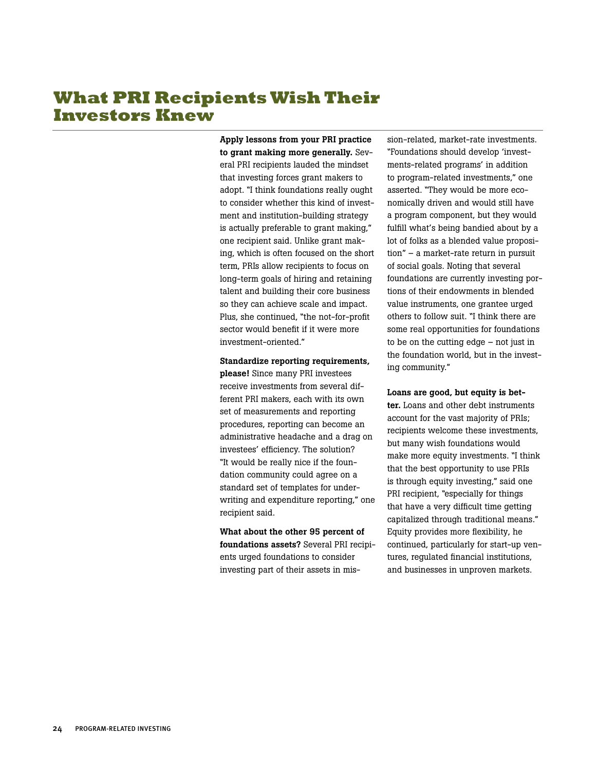# What PRI Recipients Wish Their Investors Knew

**Apply lessons from your PRI practice to grant making more generally.** Several PRI recipients lauded the mindset that investing forces grant makers to adopt. "I think foundations really ought to consider whether this kind of investment and institution-building strategy is actually preferable to grant making," one recipient said. Unlike grant making, which is often focused on the short term, PRIs allow recipients to focus on long-term goals of hiring and retaining talent and building their core business so they can achieve scale and impact. Plus, she continued, "the not-for-profit sector would benefit if it were more investment-oriented."

**Standardize reporting requirements, please!** Since many PRI investees receive investments from several different PRI makers, each with its own set of measurements and reporting procedures, reporting can become an administrative headache and a drag on investees' efficiency. The solution? "It would be really nice if the foundation community could agree on a standard set of templates for underwriting and expenditure reporting," one recipient said.

**What about the other 95 percent of foundations assets?** Several PRI recipients urged foundations to consider investing part of their assets in mission-related, market-rate investments. "Foundations should develop 'investments-related programs' in addition to program-related investments," one asserted. "They would be more economically driven and would still have a program component, but they would fulfill what's being bandied about by a lot of folks as a blended value proposition" – a market-rate return in pursuit of social goals. Noting that several foundations are currently investing portions of their endowments in blended value instruments, one grantee urged others to follow suit. "I think there are some real opportunities for foundations to be on the cutting edge – not just in the foundation world, but in the investing community."

**Loans are good, but equity is better.** Loans and other debt instruments account for the vast majority of PRIs; recipients welcome these investments, but many wish foundations would make more equity investments. "I think that the best opportunity to use PRIs is through equity investing," said one PRI recipient, "especially for things that have a very difficult time getting capitalized through traditional means." Equity provides more flexibility, he continued, particularly for start-up ventures, regulated financial institutions, and businesses in unproven markets.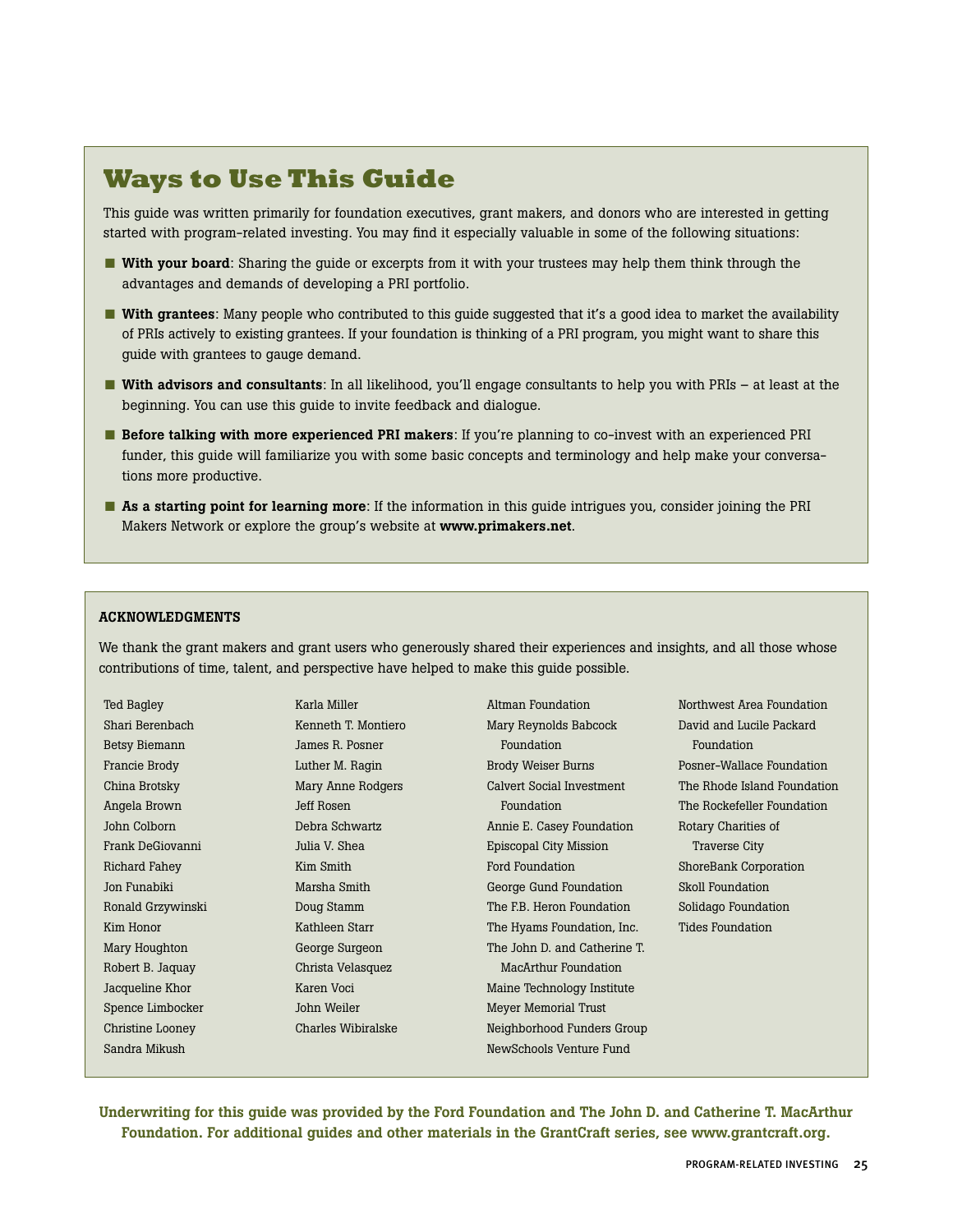# Ways to Use This Guide

This guide was written primarily for foundation executives, grant makers, and donors who are interested in getting started with program-related investing. You may find it especially valuable in some of the following situations:

- **With your board**: Sharing the guide or excerpts from it with your trustees may help them think through the advantages and demands of developing a PRI portfolio.
- **With grantees**: Many people who contributed to this guide suggested that it's a good idea to market the availability of PRIs actively to existing grantees. If your foundation is thinking of a PRI program, you might want to share this guide with grantees to gauge demand.
- **With advisors and consultants**: In all likelihood, you'll engage consultants to help you with PRIs – at least at the beginning. You can use this guide to invite feedback and dialogue.
- **Before talking with more experienced PRI makers**: If you're planning to co-invest with an experienced PRI funder, this guide will familiarize you with some basic concepts and terminology and help make your conversations more productive.
- **As a starting point for learning more**: If the information in this guide intrigues you, consider joining the PRI Makers Network or explore the group's website at **www.primakers.net**.

## ACKNOWLEDGMENTS

We thank the grant makers and grant users who generously shared their experiences and insights, and all those whose contributions of time, talent, and perspective have helped to make this guide possible.

Ted Bagley
Shari Berenbach
Betsy Biemann
Francie Brody
China Brotsky
Angela Brown
John Colborn
Frank DeGiovanni
Richard Fahey
Jon Funabiki
Ronald Grzywinski
Kim Honor
Mary Houghton
Robert B. Jaquay
Jacqueline Khor
Spence Limbocker
Christine Looney
Sandra Mikush
Karla Miller
Kenneth T. Montiero
James R. Posner
Luther M. Ragin
Mary Anne Rodgers
Jeff Rosen
Debra Schwartz
Julia V. Shea
Kim Smith
Marsha Smith
Doug Stamm
Kathleen Starr
George Surgeon
Christa Velasquez
Karen Voci
John Weiler
Charles Wibiralske
Altman Foundation
Mary Reynolds Babcock Foundation
Brody Weiser Burns
Calvert Social Investment Foundation
Annie E. Casey Foundation
Episcopal City Mission
Ford Foundation
George Gund Foundation
The F.B. Heron Foundation
The Hyams Foundation, Inc.
The John D. and Catherine T. MacArthur Foundation
Maine Technology Institute
Meyer Memorial Trust
Neighborhood Funders Group
NewSchools Venture Fund
Northwest Area Foundation
David and Lucile Packard Foundation
Posner-Wallace Foundation
The Rhode Island Foundation
The Rockefeller Foundation
Rotary Charities of Traverse City
ShoreBank Corporation
Skoll Foundation
Solidago Foundation
Tides Foundation

**Underwriting for this guide was provided by the Ford Foundation and The John D. and Catherine T. MacArthur Foundation. For additional guides and other materials in the GrantCraft series, see www.grantcraft.org.**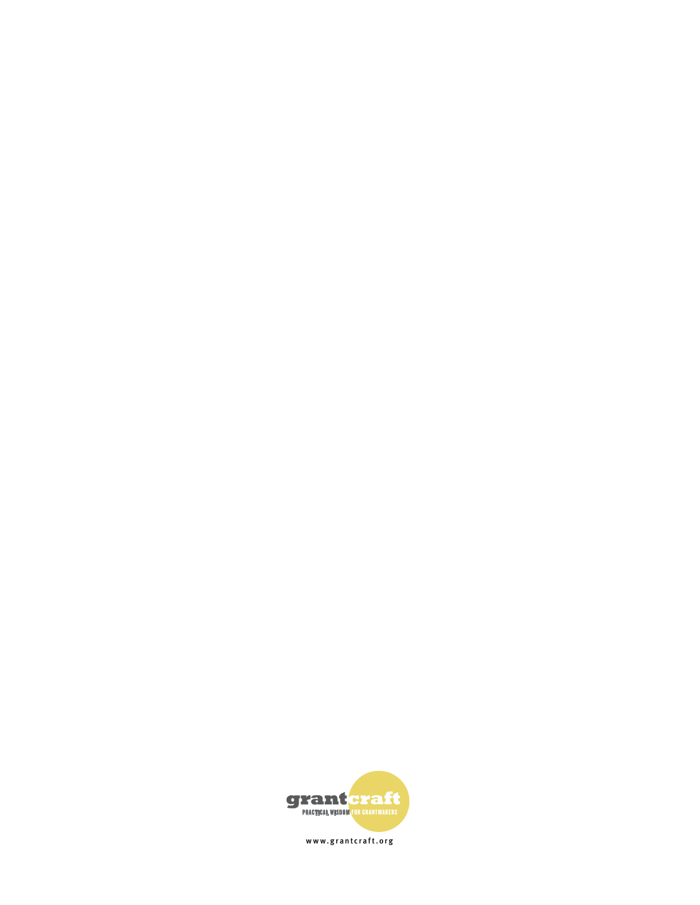grantcraft

PRACTICAL WISDOM FOR GRANTMAKERS

www.grantcraft.org